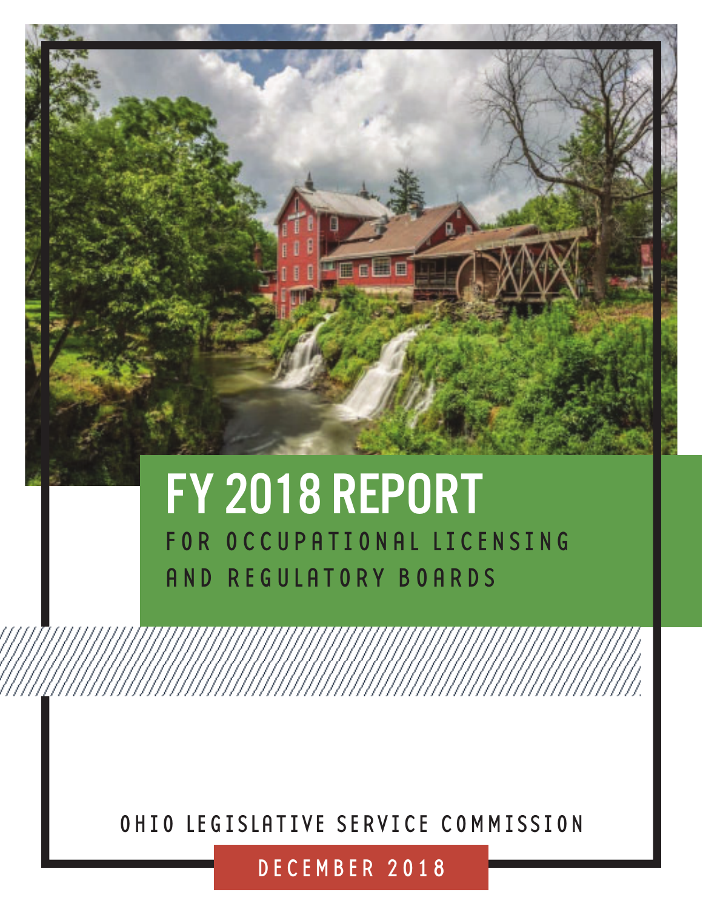# FY 2018 REPORT

## FOR OCCUPATIONAL LICENSING AND REGULATORY BOARDS

OHIO LEGISLATIVE SERVICE COMMISSION

DECEMBER 2018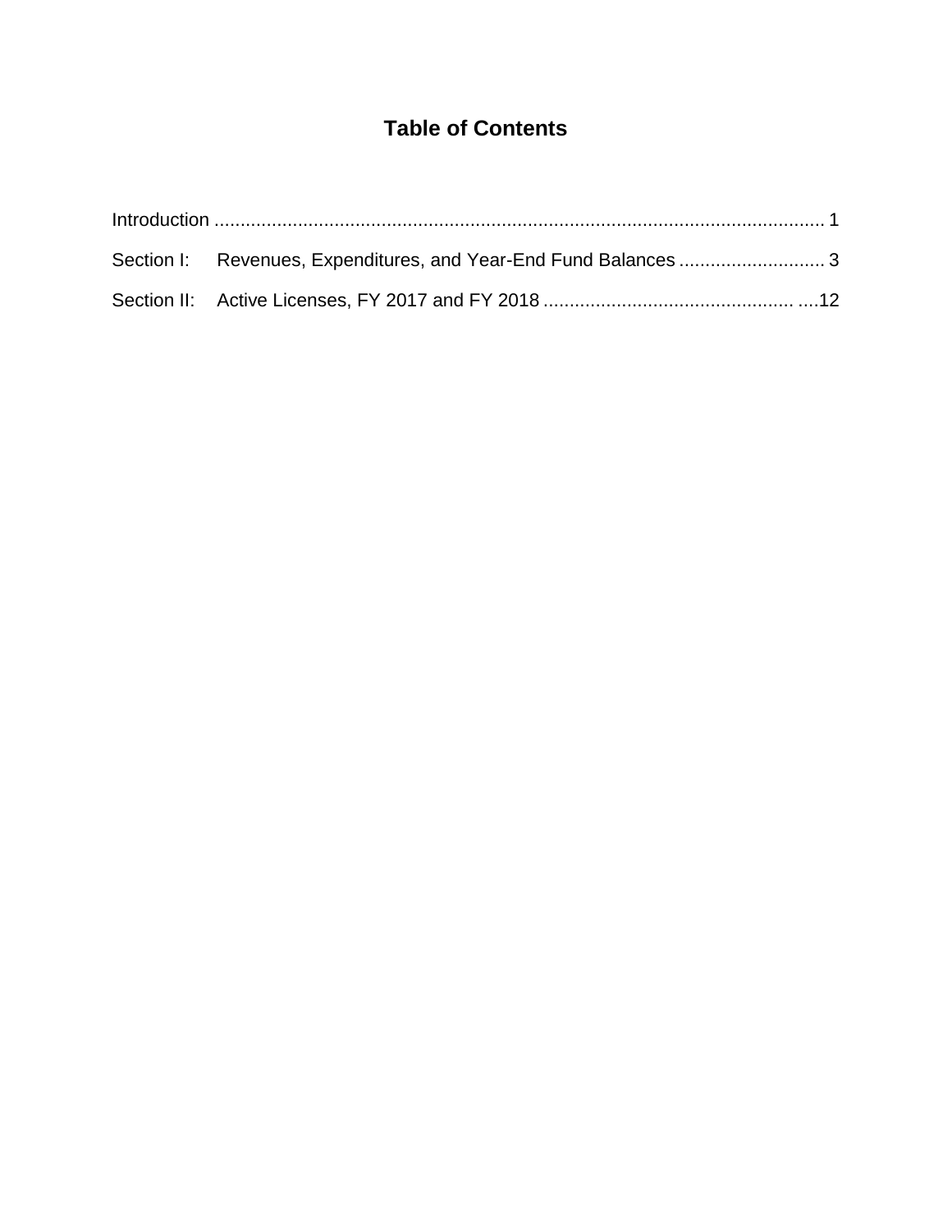# Table of Contents

Introduction ..................................................................................................................... 1

Section I: Revenues, Expenditures, and Year-End Fund Balances ............................ 3

Section II: Active Licenses, FY 2017 and FY 2018 ................................................ ....12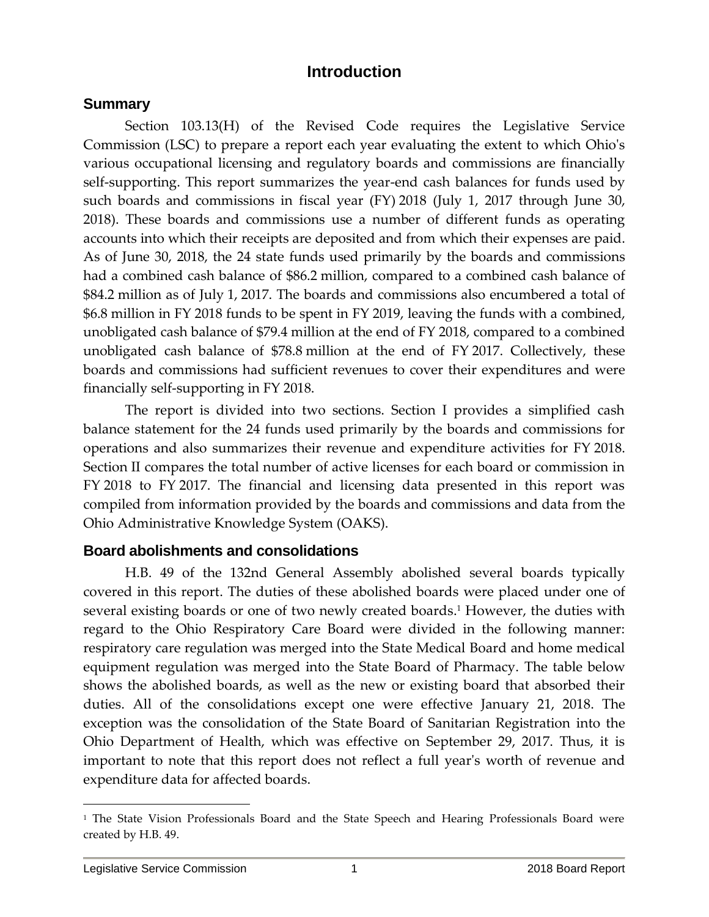# Introduction

## Summary

Section 103.13(H) of the Revised Code requires the Legislative Service Commission (LSC) to prepare a report each year evaluating the extent to which Ohio's various occupational licensing and regulatory boards and commissions are financially self-supporting. This report summarizes the year-end cash balances for funds used by such boards and commissions in fiscal year (FY) 2018 (July 1, 2017 through June 30, 2018). These boards and commissions use a number of different funds as operating accounts into which their receipts are deposited and from which their expenses are paid. As of June 30, 2018, the 24 state funds used primarily by the boards and commissions had a combined cash balance of $86.2 million, compared to a combined cash balance of $84.2 million as of July 1, 2017. The boards and commissions also encumbered a total of $6.8 million in FY 2018 funds to be spent in FY 2019, leaving the funds with a combined, unobligated cash balance of $79.4 million at the end of FY 2018, compared to a combined unobligated cash balance of $78.8 million at the end of FY 2017. Collectively, these boards and commissions had sufficient revenues to cover their expenditures and were financially self-supporting in FY 2018.

The report is divided into two sections. Section I provides a simplified cash balance statement for the 24 funds used primarily by the boards and commissions for operations and also summarizes their revenue and expenditure activities for FY 2018. Section II compares the total number of active licenses for each board or commission in FY 2018 to FY 2017. The financial and licensing data presented in this report was compiled from information provided by the boards and commissions and data from the Ohio Administrative Knowledge System (OAKS).

## Board abolishments and consolidations

H.B. 49 of the 132nd General Assembly abolished several boards typically covered in this report. The duties of these abolished boards were placed under one of several existing boards or one of two newly created boards.[1] However, the duties with regard to the Ohio Respiratory Care Board were divided in the following manner: respiratory care regulation was merged into the State Medical Board and home medical equipment regulation was merged into the State Board of Pharmacy. The table below shows the abolished boards, as well as the new or existing board that absorbed their duties. All of the consolidations except one were effective January 21, 2018. The exception was the consolidation of the State Board of Sanitarian Registration into the Ohio Department of Health, which was effective on September 29, 2017. Thus, it is important to note that this report does not reflect a full year's worth of revenue and expenditure data for affected boards.

[1] The State Vision Professionals Board and the State Speech and Hearing Professionals Board were created by H.B. 49.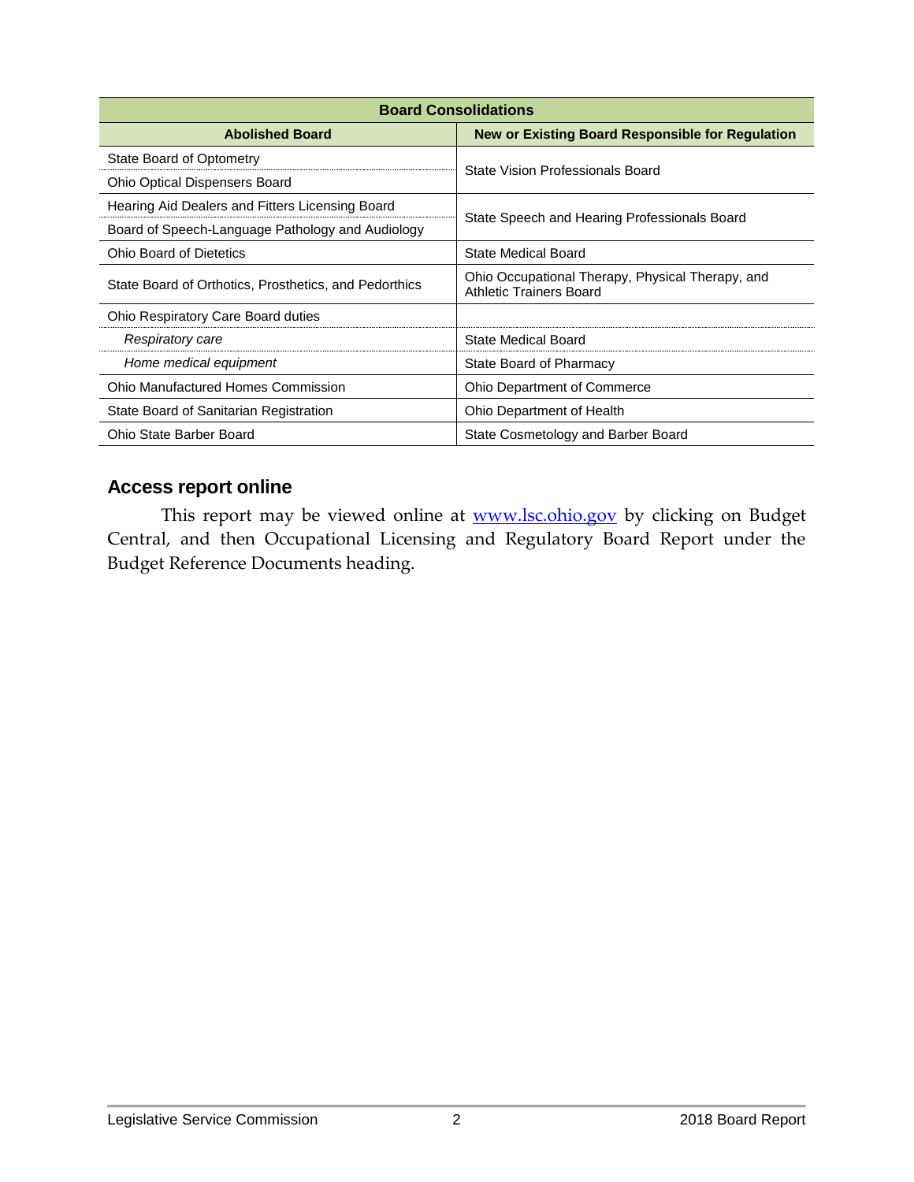| Board Consolidations | |
|---|---|
| **Abolished Board** | **New or Existing Board Responsible for Regulation** |
| State Board of Optometry | State Vision Professionals Board |
| Ohio Optical Dispensers Board | |
| Hearing Aid Dealers and Fitters Licensing Board | State Speech and Hearing Professionals Board |
| Board of Speech-Language Pathology and Audiology | |
| Ohio Board of Dietetics | State Medical Board |
| State Board of Orthotics, Prosthetics, and Pedorthics | Ohio Occupational Therapy, Physical Therapy, and Athletic Trainers Board |
| Ohio Respiratory Care Board duties | |
| *Respiratory care* | State Medical Board |
| *Home medical equipment* | State Board of Pharmacy |
| Ohio Manufactured Homes Commission | Ohio Department of Commerce |
| State Board of Sanitarian Registration | Ohio Department of Health |
| Ohio State Barber Board | State Cosmetology and Barber Board |

## Access report online

This report may be viewed online at [www.lsc.ohio.gov](http://www.lsc.ohio.gov) by clicking on Budget Central, and then Occupational Licensing and Regulatory Board Report under the Budget Reference Documents heading.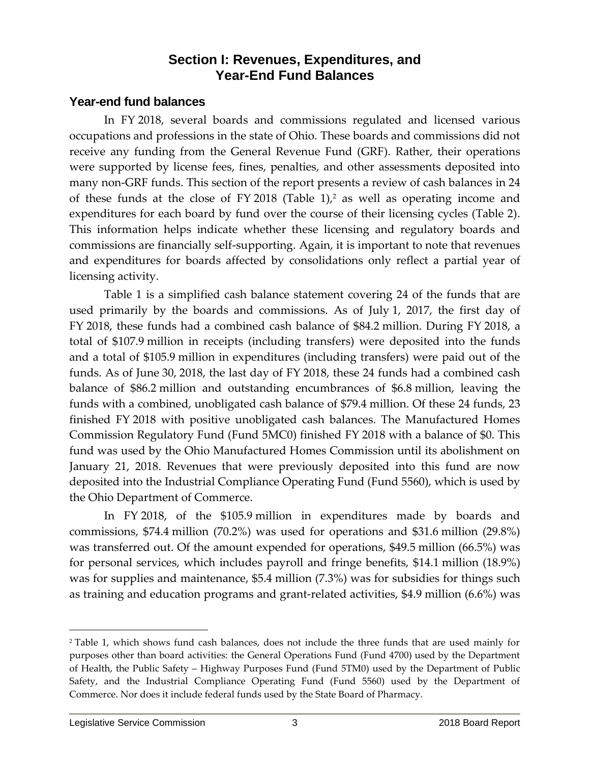# Section I: Revenues, Expenditures, and Year-End Fund Balances

## Year-end fund balances

In FY 2018, several boards and commissions regulated and licensed various occupations and professions in the state of Ohio. These boards and commissions did not receive any funding from the General Revenue Fund (GRF). Rather, their operations were supported by license fees, fines, penalties, and other assessments deposited into many non-GRF funds. This section of the report presents a review of cash balances in 24 of these funds at the close of FY 2018 (Table 1),[2] as well as operating income and expenditures for each board by fund over the course of their licensing cycles (Table 2). This information helps indicate whether these licensing and regulatory boards and commissions are financially self-supporting. Again, it is important to note that revenues and expenditures for boards affected by consolidations only reflect a partial year of licensing activity.

Table 1 is a simplified cash balance statement covering 24 of the funds that are used primarily by the boards and commissions. As of July 1, 2017, the first day of FY 2018, these funds had a combined cash balance of $84.2 million. During FY 2018, a total of $107.9 million in receipts (including transfers) were deposited into the funds and a total of $105.9 million in expenditures (including transfers) were paid out of the funds. As of June 30, 2018, the last day of FY 2018, these 24 funds had a combined cash balance of $86.2 million and outstanding encumbrances of $6.8 million, leaving the funds with a combined, unobligated cash balance of $79.4 million. Of these 24 funds, 23 finished FY 2018 with positive unobligated cash balances. The Manufactured Homes Commission Regulatory Fund (Fund 5MC0) finished FY 2018 with a balance of $0. This fund was used by the Ohio Manufactured Homes Commission until its abolishment on January 21, 2018. Revenues that were previously deposited into this fund are now deposited into the Industrial Compliance Operating Fund (Fund 5560), which is used by the Ohio Department of Commerce.

In FY 2018, of the $105.9 million in expenditures made by boards and commissions, $74.4 million (70.2%) was used for operations and $31.6 million (29.8%) was transferred out. Of the amount expended for operations, $49.5 million (66.5%) was for personal services, which includes payroll and fringe benefits, $14.1 million (18.9%) was for supplies and maintenance, $5.4 million (7.3%) was for subsidies for things such as training and education programs and grant-related activities, $4.9 million (6.6%) was

---

[2] Table 1, which shows fund cash balances, does not include the three funds that are used mainly for purposes other than board activities: the General Operations Fund (Fund 4700) used by the Department of Health, the Public Safety – Highway Purposes Fund (Fund 5TM0) used by the Department of Public Safety, and the Industrial Compliance Operating Fund (Fund 5560) used by the Department of Commerce. Nor does it include federal funds used by the State Board of Pharmacy.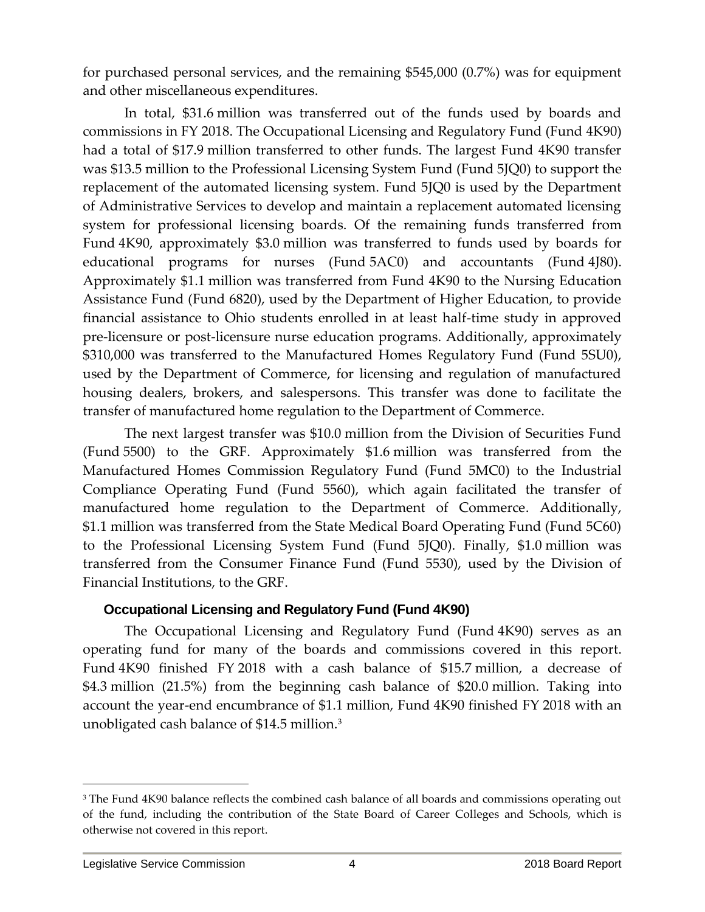for purchased personal services, and the remaining $545,000 (0.7%) was for equipment and other miscellaneous expenditures.

In total, $31.6 million was transferred out of the funds used by boards and commissions in FY 2018. The Occupational Licensing and Regulatory Fund (Fund 4K90) had a total of $17.9 million transferred to other funds. The largest Fund 4K90 transfer was $13.5 million to the Professional Licensing System Fund (Fund 5JQ0) to support the replacement of the automated licensing system. Fund 5JQ0 is used by the Department of Administrative Services to develop and maintain a replacement automated licensing system for professional licensing boards. Of the remaining funds transferred from Fund 4K90, approximately $3.0 million was transferred to funds used by boards for educational programs for nurses (Fund 5AC0) and accountants (Fund 4J80). Approximately $1.1 million was transferred from Fund 4K90 to the Nursing Education Assistance Fund (Fund 6820), used by the Department of Higher Education, to provide financial assistance to Ohio students enrolled in at least half-time study in approved pre-licensure or post-licensure nurse education programs. Additionally, approximately $310,000 was transferred to the Manufactured Homes Regulatory Fund (Fund 5SU0), used by the Department of Commerce, for licensing and regulation of manufactured housing dealers, brokers, and salespersons. This transfer was done to facilitate the transfer of manufactured home regulation to the Department of Commerce.

The next largest transfer was $10.0 million from the Division of Securities Fund (Fund 5500) to the GRF. Approximately $1.6 million was transferred from the Manufactured Homes Commission Regulatory Fund (Fund 5MC0) to the Industrial Compliance Operating Fund (Fund 5560), which again facilitated the transfer of manufactured home regulation to the Department of Commerce. Additionally, $1.1 million was transferred from the State Medical Board Operating Fund (Fund 5C60) to the Professional Licensing System Fund (Fund 5JQ0). Finally, $1.0 million was transferred from the Consumer Finance Fund (Fund 5530), used by the Division of Financial Institutions, to the GRF.

### Occupational Licensing and Regulatory Fund (Fund 4K90)

The Occupational Licensing and Regulatory Fund (Fund 4K90) serves as an operating fund for many of the boards and commissions covered in this report. Fund 4K90 finished FY 2018 with a cash balance of $15.7 million, a decrease of $4.3 million (21.5%) from the beginning cash balance of $20.0 million. Taking into account the year-end encumbrance of $1.1 million, Fund 4K90 finished FY 2018 with an unobligated cash balance of $14.5 million.[3]

---

[3] The Fund 4K90 balance reflects the combined cash balance of all boards and commissions operating out of the fund, including the contribution of the State Board of Career Colleges and Schools, which is otherwise not covered in this report.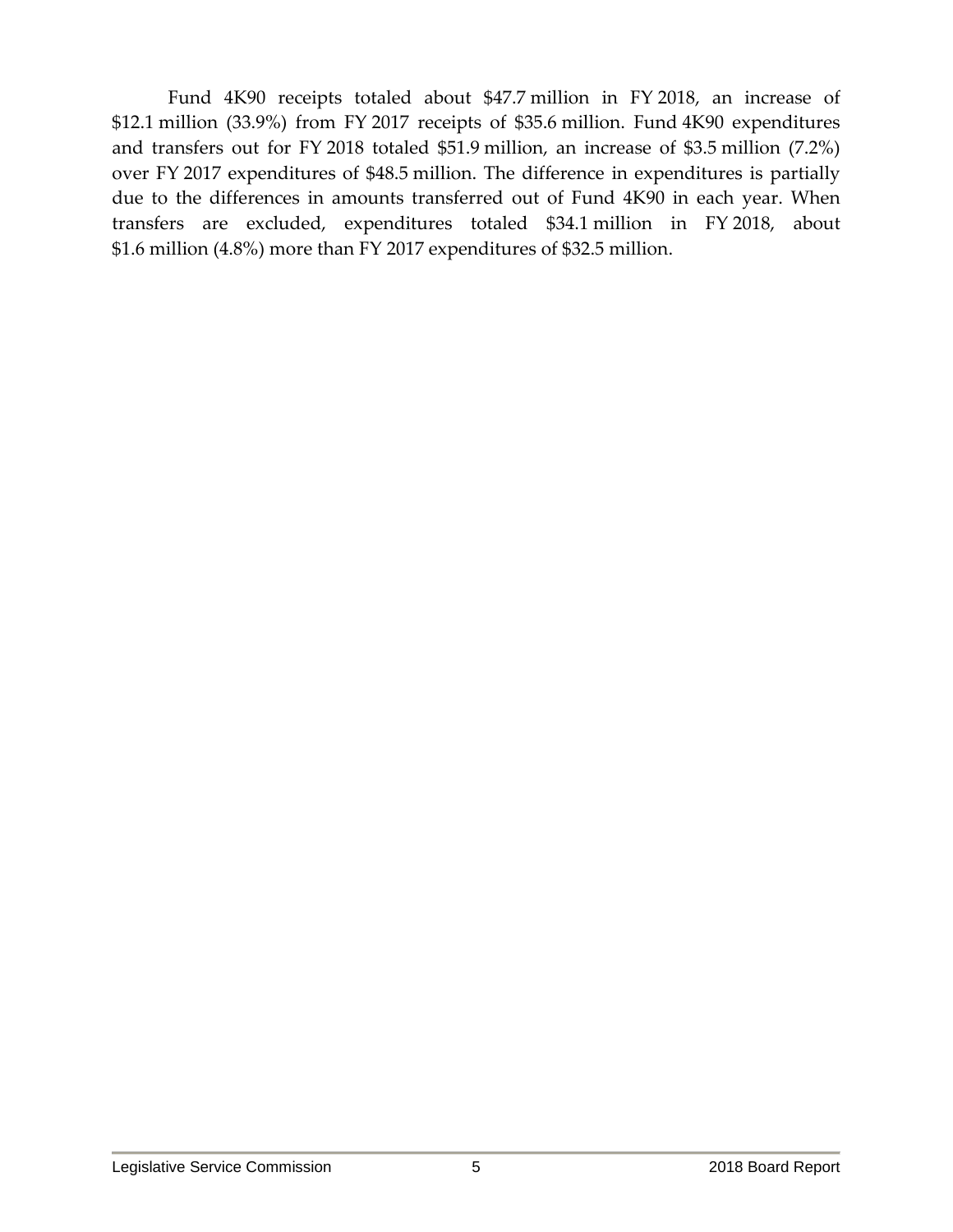Fund 4K90 receipts totaled about $47.7 million in FY 2018, an increase of $12.1 million (33.9%) from FY 2017 receipts of $35.6 million. Fund 4K90 expenditures and transfers out for FY 2018 totaled $51.9 million, an increase of $3.5 million (7.2%) over FY 2017 expenditures of $48.5 million. The difference in expenditures is partially due to the differences in amounts transferred out of Fund 4K90 in each year. When transfers are excluded, expenditures totaled $34.1 million in FY 2018, about $1.6 million (4.8%) more than FY 2017 expenditures of $32.5 million.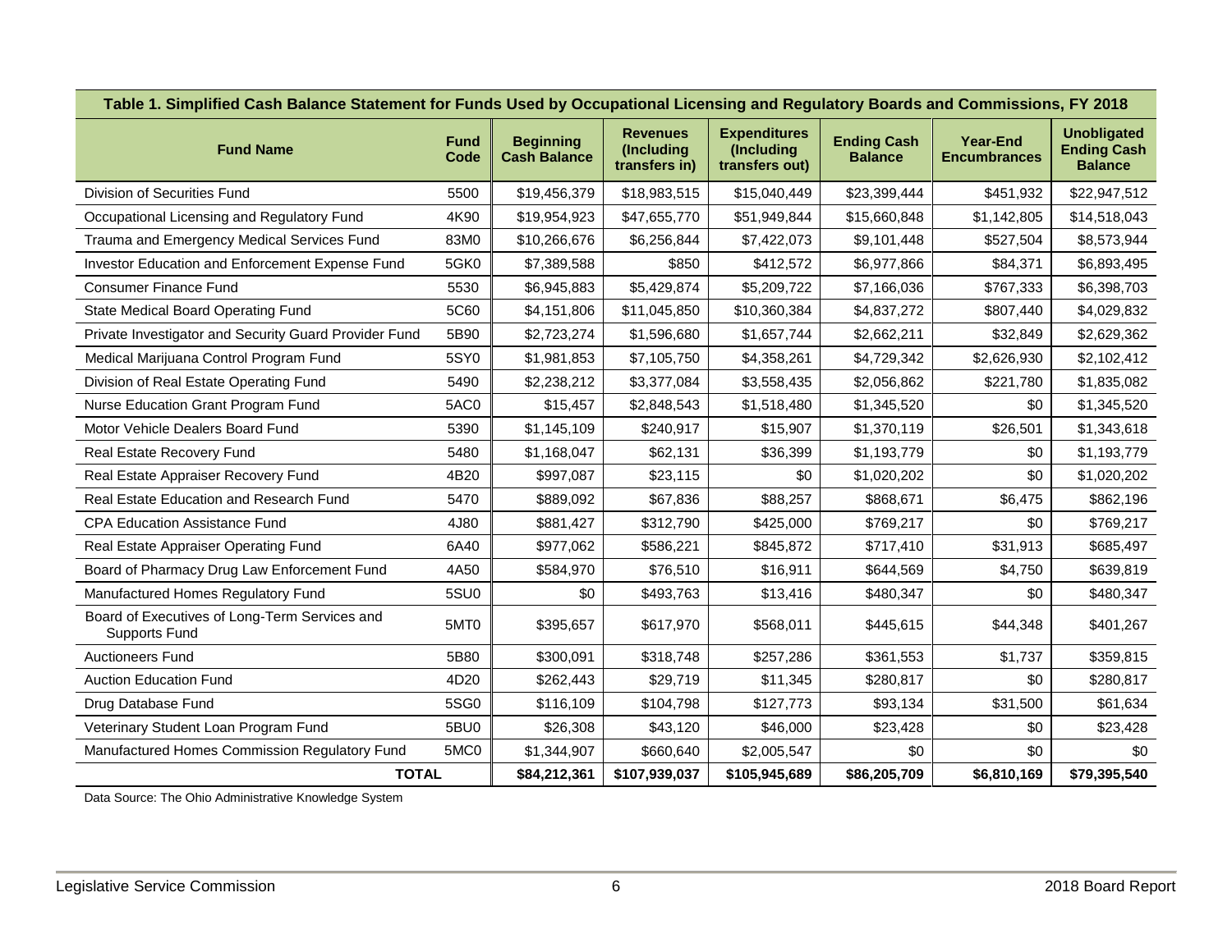| Table 1. Simplified Cash Balance Statement for Funds Used by Occupational Licensing and Regulatory Boards and Commissions, FY 2018 | | | | | | | |
|---|---|---|---|---|---|---|---|
| **Fund Name** | **Fund Code** | **Beginning Cash Balance** | **Revenues (Including transfers in)** | **Expenditures (Including transfers out)** | **Ending Cash Balance** | **Year-End Encumbrances** | **Unobligated Ending Cash Balance** |
| Division of Securities Fund | 5500 | $19,456,379 | $18,983,515 | $15,040,449 | $23,399,444 | $451,932 | $22,947,512 |
| Occupational Licensing and Regulatory Fund | 4K90 | $19,954,923 | $47,655,770 | $51,949,844 | $15,660,848 | $1,142,805 | $14,518,043 |
| Trauma and Emergency Medical Services Fund | 83M0 | $10,266,676 | $6,256,844 | $7,422,073 | $9,101,448 | $527,504 | $8,573,944 |
| Investor Education and Enforcement Expense Fund | 5GK0 | $7,389,588 | $850 | $412,572 | $6,977,866 | $84,371 | $6,893,495 |
| Consumer Finance Fund | 5530 | $6,945,883 | $5,429,874 | $5,209,722 | $7,166,036 | $767,333 | $6,398,703 |
| State Medical Board Operating Fund | 5C60 | $4,151,806 | $11,045,850 | $10,360,384 | $4,837,272 | $807,440 | $4,029,832 |
| Private Investigator and Security Guard Provider Fund | 5B90 | $2,723,274 | $1,596,680 | $1,657,744 | $2,662,211 | $32,849 | $2,629,362 |
| Medical Marijuana Control Program Fund | 5SY0 | $1,981,853 | $7,105,750 | $4,358,261 | $4,729,342 | $2,626,930 | $2,102,412 |
| Division of Real Estate Operating Fund | 5490 | $2,238,212 | $3,377,084 | $3,558,435 | $2,056,862 | $221,780 | $1,835,082 |
| Nurse Education Grant Program Fund | 5AC0 | $15,457 | $2,848,543 | $1,518,480 | $1,345,520 | $0 | $1,345,520 |
| Motor Vehicle Dealers Board Fund | 5390 | $1,145,109 | $240,917 | $15,907 | $1,370,119 | $26,501 | $1,343,618 |
| Real Estate Recovery Fund | 5480 | $1,168,047 | $62,131 | $36,399 | $1,193,779 | $0 | $1,193,779 |
| Real Estate Appraiser Recovery Fund | 4B20 | $997,087 | $23,115 | $0 | $1,020,202 | $0 | $1,020,202 |
| Real Estate Education and Research Fund | 5470 | $889,092 | $67,836 | $88,257 | $868,671 | $6,475 | $862,196 |
| CPA Education Assistance Fund | 4J80 | $881,427 | $312,790 | $425,000 | $769,217 | $0 | $769,217 |
| Real Estate Appraiser Operating Fund | 6A40 | $977,062 | $586,221 | $845,872 | $717,410 | $31,913 | $685,497 |
| Board of Pharmacy Drug Law Enforcement Fund | 4A50 | $584,970 | $76,510 | $16,911 | $644,569 | $4,750 | $639,819 |
| Manufactured Homes Regulatory Fund | 5SU0 | $0 | $493,763 | $13,416 | $480,347 | $0 | $480,347 |
| Board of Executives of Long-Term Services and Supports Fund | 5MT0 | $395,657 | $617,970 | $568,011 | $445,615 | $44,348 | $401,267 |
| Auctioneers Fund | 5B80 | $300,091 | $318,748 | $257,286 | $361,553 | $1,737 | $359,815 |
| Auction Education Fund | 4D20 | $262,443 | $29,719 | $11,345 | $280,817 | $0 | $280,817 |
| Drug Database Fund | 5SG0 | $116,109 | $104,798 | $127,773 | $93,134 | $31,500 | $61,634 |
| Veterinary Student Loan Program Fund | 5BU0 | $26,308 | $43,120 | $46,000 | $23,428 | $0 | $23,428 |
| Manufactured Homes Commission Regulatory Fund | 5MC0 | $1,344,907 | $660,640 | $2,005,547 | $0 | $0 | $0 |
| **TOTAL** | | **$84,212,361** | **$107,939,037** | **$105,945,689** | **$86,205,709** | **$6,810,169** | **$79,395,540** |

Data Source: The Ohio Administrative Knowledge System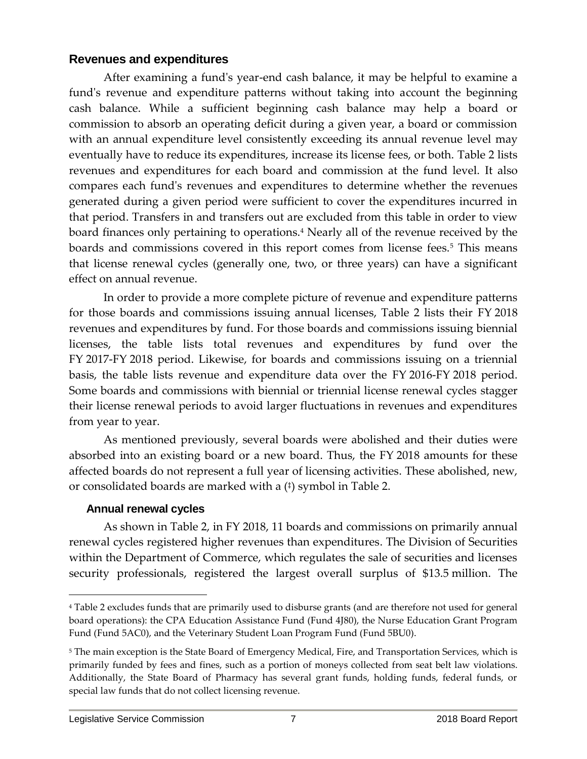## Revenues and expenditures

After examining a fund's year-end cash balance, it may be helpful to examine a fund's revenue and expenditure patterns without taking into account the beginning cash balance. While a sufficient beginning cash balance may help a board or commission to absorb an operating deficit during a given year, a board or commission with an annual expenditure level consistently exceeding its annual revenue level may eventually have to reduce its expenditures, increase its license fees, or both. Table 2 lists revenues and expenditures for each board and commission at the fund level. It also compares each fund's revenues and expenditures to determine whether the revenues generated during a given period were sufficient to cover the expenditures incurred in that period. Transfers in and transfers out are excluded from this table in order to view board finances only pertaining to operations.[4] Nearly all of the revenue received by the boards and commissions covered in this report comes from license fees.[5] This means that license renewal cycles (generally one, two, or three years) can have a significant effect on annual revenue.

In order to provide a more complete picture of revenue and expenditure patterns for those boards and commissions issuing annual licenses, Table 2 lists their FY 2018 revenues and expenditures by fund. For those boards and commissions issuing biennial licenses, the table lists total revenues and expenditures by fund over the FY 2017-FY 2018 period. Likewise, for boards and commissions issuing on a triennial basis, the table lists revenue and expenditure data over the FY 2016-FY 2018 period. Some boards and commissions with biennial or triennial license renewal cycles stagger their license renewal periods to avoid larger fluctuations in revenues and expenditures from year to year.

As mentioned previously, several boards were abolished and their duties were absorbed into an existing board or a new board. Thus, the FY 2018 amounts for these affected boards do not represent a full year of licensing activities. These abolished, new, or consolidated boards are marked with a (‡) symbol in Table 2.

### Annual renewal cycles

As shown in Table 2, in FY 2018, 11 boards and commissions on primarily annual renewal cycles registered higher revenues than expenditures. The Division of Securities within the Department of Commerce, which regulates the sale of securities and licenses security professionals, registered the largest overall surplus of $13.5 million. The

---

[4] Table 2 excludes funds that are primarily used to disburse grants (and are therefore not used for general board operations): the CPA Education Assistance Fund (Fund 4J80), the Nurse Education Grant Program Fund (Fund 5AC0), and the Veterinary Student Loan Program Fund (Fund 5BU0).

[5] The main exception is the State Board of Emergency Medical, Fire, and Transportation Services, which is primarily funded by fees and fines, such as a portion of moneys collected from seat belt law violations. Additionally, the State Board of Pharmacy has several grant funds, holding funds, federal funds, or special law funds that do not collect licensing revenue.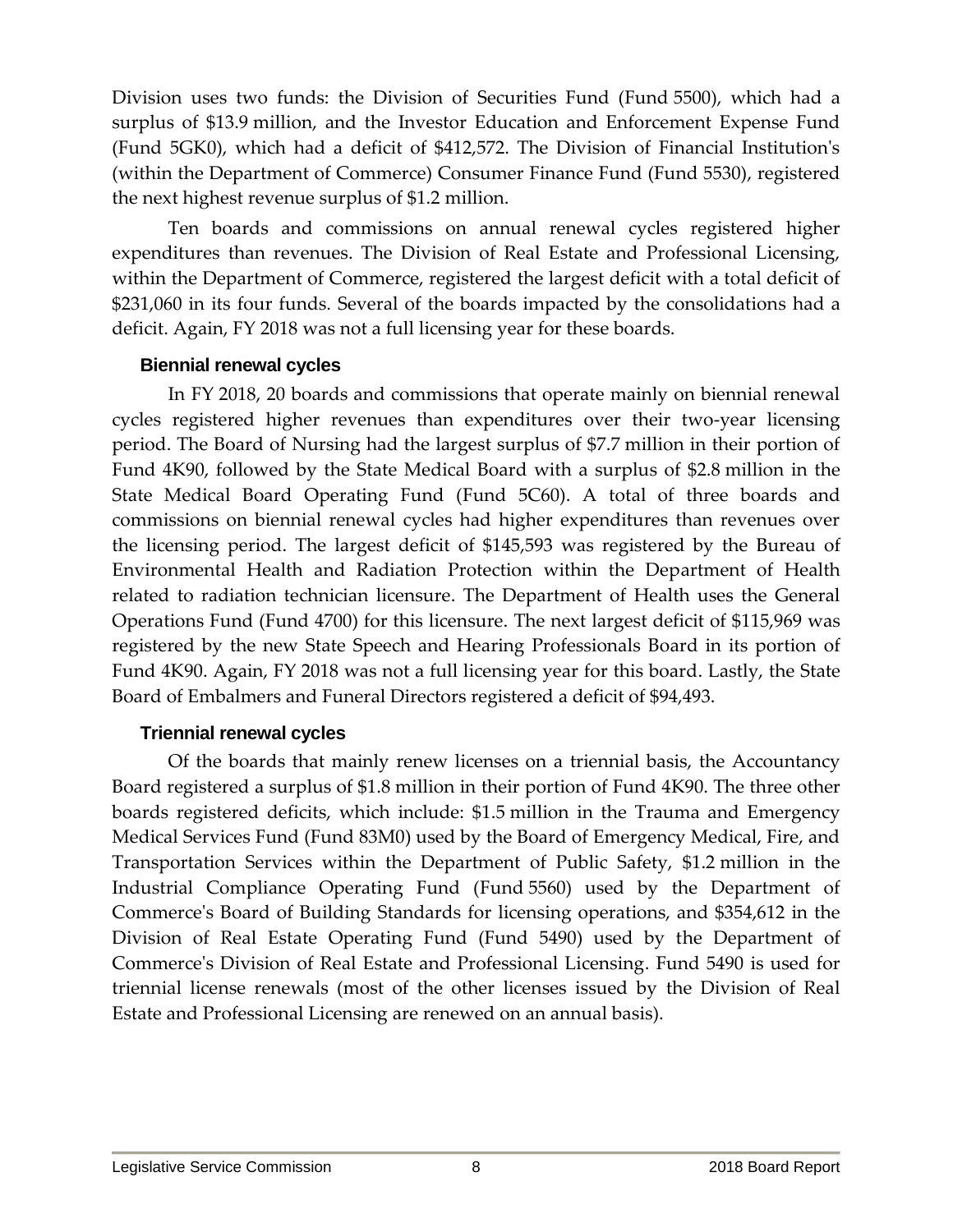Division uses two funds: the Division of Securities Fund (Fund 5500), which had a surplus of $13.9 million, and the Investor Education and Enforcement Expense Fund (Fund 5GK0), which had a deficit of $412,572. The Division of Financial Institution's (within the Department of Commerce) Consumer Finance Fund (Fund 5530), registered the next highest revenue surplus of $1.2 million.

Ten boards and commissions on annual renewal cycles registered higher expenditures than revenues. The Division of Real Estate and Professional Licensing, within the Department of Commerce, registered the largest deficit with a total deficit of $231,060 in its four funds. Several of the boards impacted by the consolidations had a deficit. Again, FY 2018 was not a full licensing year for these boards.

### Biennial renewal cycles

In FY 2018, 20 boards and commissions that operate mainly on biennial renewal cycles registered higher revenues than expenditures over their two-year licensing period. The Board of Nursing had the largest surplus of $7.7 million in their portion of Fund 4K90, followed by the State Medical Board with a surplus of $2.8 million in the State Medical Board Operating Fund (Fund 5C60). A total of three boards and commissions on biennial renewal cycles had higher expenditures than revenues over the licensing period. The largest deficit of $145,593 was registered by the Bureau of Environmental Health and Radiation Protection within the Department of Health related to radiation technician licensure. The Department of Health uses the General Operations Fund (Fund 4700) for this licensure. The next largest deficit of $115,969 was registered by the new State Speech and Hearing Professionals Board in its portion of Fund 4K90. Again, FY 2018 was not a full licensing year for this board. Lastly, the State Board of Embalmers and Funeral Directors registered a deficit of $94,493.

### Triennial renewal cycles

Of the boards that mainly renew licenses on a triennial basis, the Accountancy Board registered a surplus of $1.8 million in their portion of Fund 4K90. The three other boards registered deficits, which include: $1.5 million in the Trauma and Emergency Medical Services Fund (Fund 83M0) used by the Board of Emergency Medical, Fire, and Transportation Services within the Department of Public Safety, $1.2 million in the Industrial Compliance Operating Fund (Fund 5560) used by the Department of Commerce's Board of Building Standards for licensing operations, and $354,612 in the Division of Real Estate Operating Fund (Fund 5490) used by the Department of Commerce's Division of Real Estate and Professional Licensing. Fund 5490 is used for triennial license renewals (most of the other licenses issued by the Division of Real Estate and Professional Licensing are renewed on an annual basis).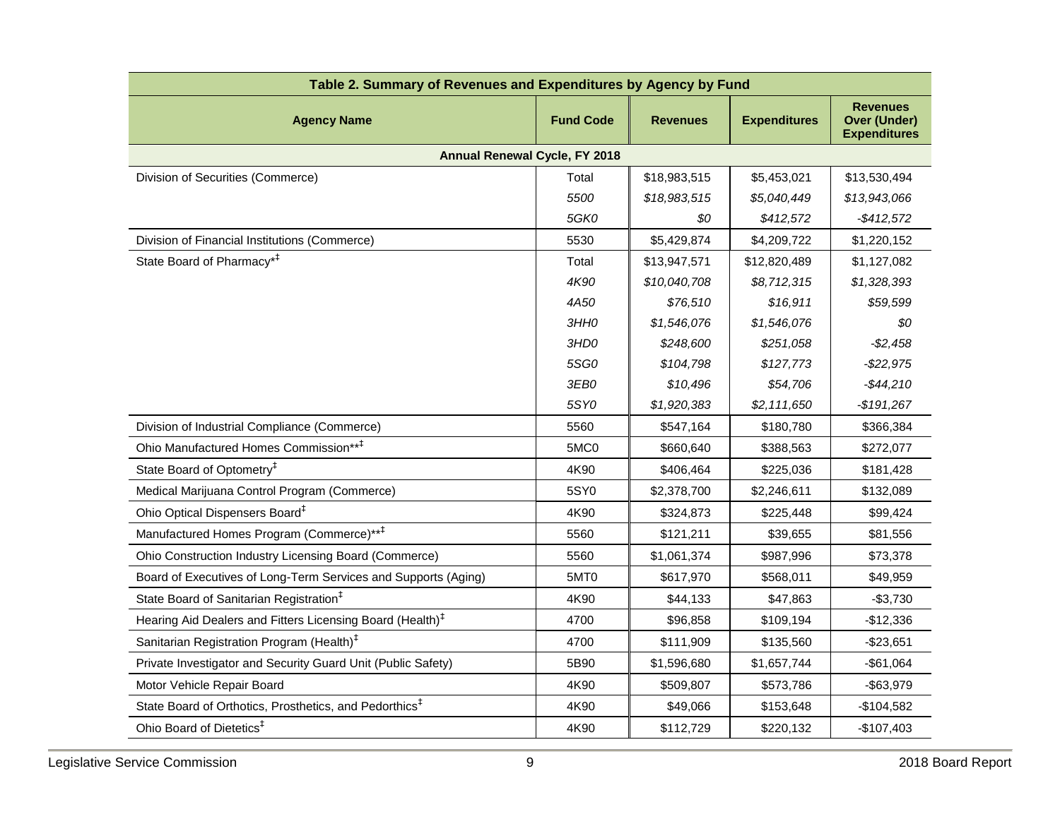| Table 2. Summary of Revenues and Expenditures by Agency by Fund | | | | |
|---|---|---|---|---|
| **Agency Name** | **Fund Code** | **Revenues** | **Expenditures** | **Revenues Over (Under) Expenditures** |
| **Annual Renewal Cycle, FY 2018** | | | | |
| Division of Securities (Commerce) | Total | $18,983,515 | $5,453,021 | $13,530,494 |
| | *5500* | *$18,983,515* | *$5,040,449* | *$13,943,066* |
| | *5GK0* | *$0* | *$412,572* | *-$412,572* |
| Division of Financial Institutions (Commerce) | 5530 | $5,429,874 | $4,209,722 | $1,220,152 |
| State Board of Pharmacy*‡ | Total | $13,947,571 | $12,820,489 | $1,127,082 |
| | *4K90* | *$10,040,708* | *$8,712,315* | *$1,328,393* |
| | *4A50* | *$76,510* | *$16,911* | *$59,599* |
| | *3HH0* | *$1,546,076* | *$1,546,076* | *$0* |
| | *3HD0* | *$248,600* | *$251,058* | *-$2,458* |
| | *5SG0* | *$104,798* | *$127,773* | *-$22,975* |
| | *3EB0* | *$10,496* | *$54,706* | *-$44,210* |
| | *5SY0* | *$1,920,383* | *$2,111,650* | *-$191,267* |
| Division of Industrial Compliance (Commerce) | 5560 | $547,164 | $180,780 | $366,384 |
| Ohio Manufactured Homes Commission**‡ | 5MC0 | $660,640 | $388,563 | $272,077 |
| State Board of Optometry‡ | 4K90 | $406,464 | $225,036 | $181,428 |
| Medical Marijuana Control Program (Commerce) | 5SY0 | $2,378,700 | $2,246,611 | $132,089 |
| Ohio Optical Dispensers Board‡ | 4K90 | $324,873 | $225,448 | $99,424 |
| Manufactured Homes Program (Commerce)**‡ | 5560 | $121,211 | $39,655 | $81,556 |
| Ohio Construction Industry Licensing Board (Commerce) | 5560 | $1,061,374 | $987,996 | $73,378 |
| Board of Executives of Long-Term Services and Supports (Aging) | 5MT0 | $617,970 | $568,011 | $49,959 |
| State Board of Sanitarian Registration‡ | 4K90 | $44,133 | $47,863 | -$3,730 |
| Hearing Aid Dealers and Fitters Licensing Board (Health)‡ | 4700 | $96,858 | $109,194 | -$12,336 |
| Sanitarian Registration Program (Health)‡ | 4700 | $111,909 | $135,560 | -$23,651 |
| Private Investigator and Security Guard Unit (Public Safety) | 5B90 | $1,596,680 | $1,657,744 | -$61,064 |
| Motor Vehicle Repair Board | 4K90 | $509,807 | $573,786 | -$63,979 |
| State Board of Orthotics, Prosthetics, and Pedorthics‡ | 4K90 | $49,066 | $153,648 | -$104,582 |
| Ohio Board of Dietetics‡ | 4K90 | $112,729 | $220,132 | -$107,403 |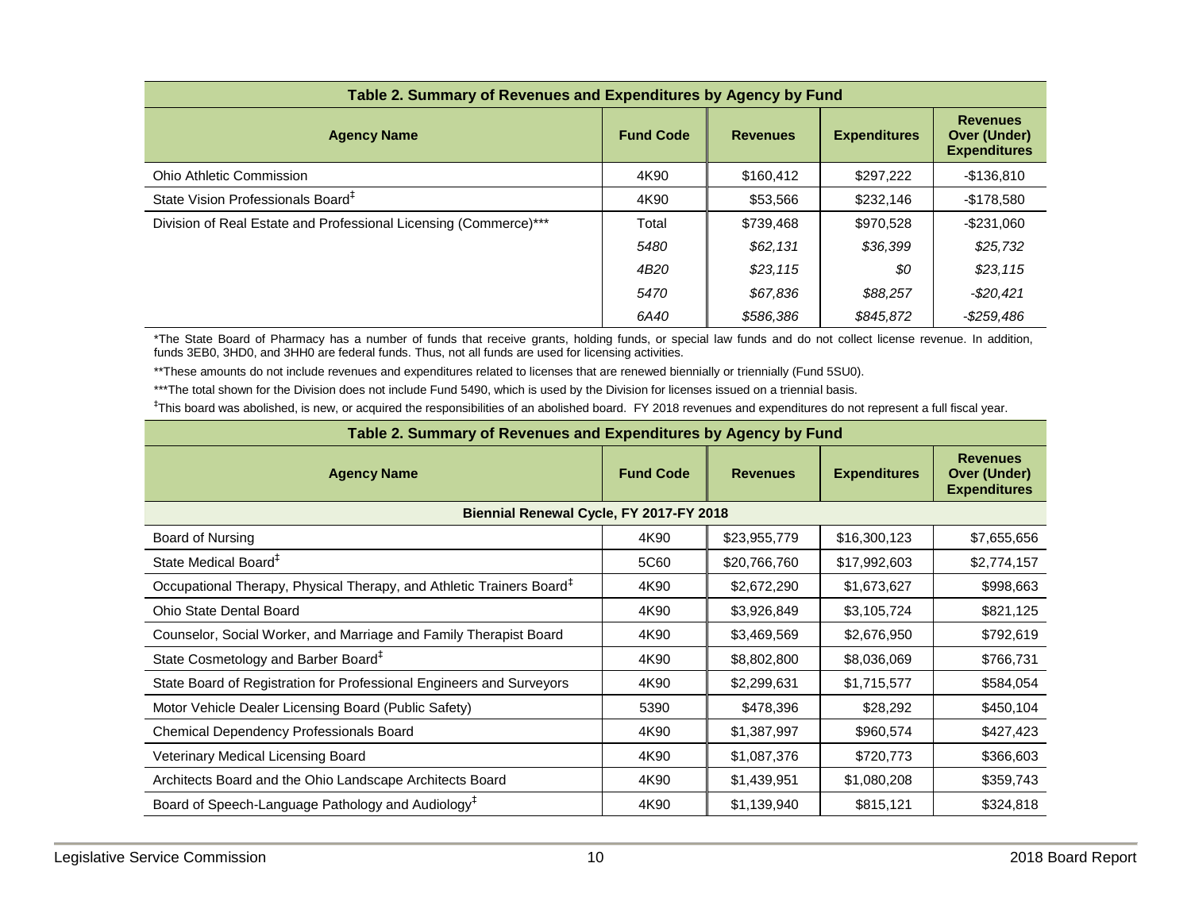**Table 2. Summary of Revenues and Expenditures by Agency by Fund**

| Agency Name | Fund Code | Revenues | Expenditures | Revenues Over (Under) Expenditures |
|---|---|---|---|---|
| Ohio Athletic Commission | 4K90 | $160,412 | $297,222 | -$136,810 |
| State Vision Professionals Board‡ | 4K90 | $53,566 | $232,146 | -$178,580 |
| Division of Real Estate and Professional Licensing (Commerce)*** | Total | $739,468 | $970,528 | -$231,060 |
| | *5480* | *$62,131* | *$36,399* | *$25,732* |
| | *4B20* | *$23,115* | *$0* | *$23,115* |
| | *5470* | *$67,836* | *$88,257* | *-$20,421* |
| | *6A40* | *$586,386* | *$845,872* | *-$259,486* |

*The State Board of Pharmacy has a number of funds that receive grants, holding funds, or special law funds and do not collect license revenue. In addition, funds 3EB0, 3HD0, and 3HH0 are federal funds. Thus, not all funds are used for licensing activities.

**These amounts do not include revenues and expenditures related to licenses that are renewed biennially or triennially (Fund 5SU0).

***The total shown for the Division does not include Fund 5490, which is used by the Division for licenses issued on a triennial basis.

‡This board was abolished, is new, or acquired the responsibilities of an abolished board. FY 2018 revenues and expenditures do not represent a full fiscal year.

**Table 2. Summary of Revenues and Expenditures by Agency by Fund**

| Agency Name | Fund Code | Revenues | Expenditures | Revenues Over (Under) Expenditures |
|---|---|---|---|---|
| **Biennial Renewal Cycle, FY 2017-FY 2018** | | | | |
| Board of Nursing | 4K90 | $23,955,779 | $16,300,123 | $7,655,656 |
| State Medical Board‡ | 5C60 | $20,766,760 | $17,992,603 | $2,774,157 |
| Occupational Therapy, Physical Therapy, and Athletic Trainers Board‡ | 4K90 | $2,672,290 | $1,673,627 | $998,663 |
| Ohio State Dental Board | 4K90 | $3,926,849 | $3,105,724 | $821,125 |
| Counselor, Social Worker, and Marriage and Family Therapist Board | 4K90 | $3,469,569 | $2,676,950 | $792,619 |
| State Cosmetology and Barber Board‡ | 4K90 | $8,802,800 | $8,036,069 | $766,731 |
| State Board of Registration for Professional Engineers and Surveyors | 4K90 | $2,299,631 | $1,715,577 | $584,054 |
| Motor Vehicle Dealer Licensing Board (Public Safety) | 5390 | $478,396 | $28,292 | $450,104 |
| Chemical Dependency Professionals Board | 4K90 | $1,387,997 | $960,574 | $427,423 |
| Veterinary Medical Licensing Board | 4K90 | $1,087,376 | $720,773 | $366,603 |
| Architects Board and the Ohio Landscape Architects Board | 4K90 | $1,439,951 | $1,080,208 | $359,743 |
| Board of Speech-Language Pathology and Audiology‡ | 4K90 | $1,139,940 | $815,121 | $324,818 |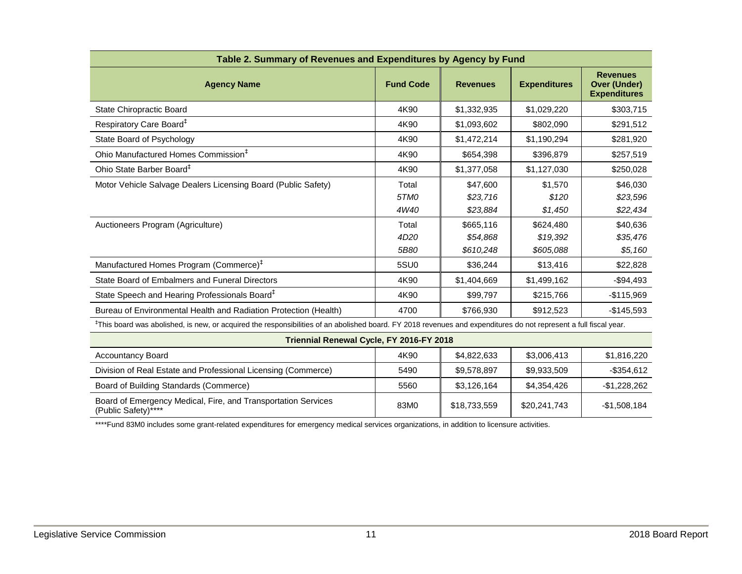| Table 2. Summary of Revenues and Expenditures by Agency by Fund | | | | |
|---|---|---|---|---|
| **Agency Name** | **Fund Code** | **Revenues** | **Expenditures** | **Revenues Over (Under) Expenditures** |
| State Chiropractic Board | 4K90 | $1,332,935 | $1,029,220 | $303,715 |
| Respiratory Care Board‡ | 4K90 | $1,093,602 | $802,090 | $291,512 |
| State Board of Psychology | 4K90 | $1,472,214 | $1,190,294 | $281,920 |
| Ohio Manufactured Homes Commission‡ | 4K90 | $654,398 | $396,879 | $257,519 |
| Ohio State Barber Board‡ | 4K90 | $1,377,058 | $1,127,030 | $250,028 |
| Motor Vehicle Salvage Dealers Licensing Board (Public Safety) | Total | $47,600 | $1,570 | $46,030 |
| | *5TM0* | *$23,716* | *$120* | *$23,596* |
| | *4W40* | *$23,884* | *$1,450* | *$22,434* |
| Auctioneers Program (Agriculture) | Total | $665,116 | $624,480 | $40,636 |
| | *4D20* | *$54,868* | *$19,392* | *$35,476* |
| | *5B80* | *$610,248* | *$605,088* | *$5,160* |
| Manufactured Homes Program (Commerce)‡ | 5SU0 | $36,244 | $13,416 | $22,828 |
| State Board of Embalmers and Funeral Directors | 4K90 | $1,404,669 | $1,499,162 | -$94,493 |
| State Speech and Hearing Professionals Board‡ | 4K90 | $99,797 | $215,766 | -$115,969 |
| Bureau of Environmental Health and Radiation Protection (Health) | 4700 | $766,930 | $912,523 | -$145,593 |
| **Triennial Renewal Cycle, FY 2016-FY 2018** | | | | |
| Accountancy Board | 4K90 | $4,822,633 | $3,006,413 | $1,816,220 |
| Division of Real Estate and Professional Licensing (Commerce) | 5490 | $9,578,897 | $9,933,509 | -$354,612 |
| Board of Building Standards (Commerce) | 5560 | $3,126,164 | $4,354,426 | -$1,228,262 |
| Board of Emergency Medical, Fire, and Transportation Services (Public Safety)**** | 83M0 | $18,733,559 | $20,241,743 | -$1,508,184 |

‡This board was abolished, is new, or acquired the responsibilities of an abolished board. FY 2018 revenues and expenditures do not represent a full fiscal year.

****Fund 83M0 includes some grant-related expenditures for emergency medical services organizations, in addition to licensure activities.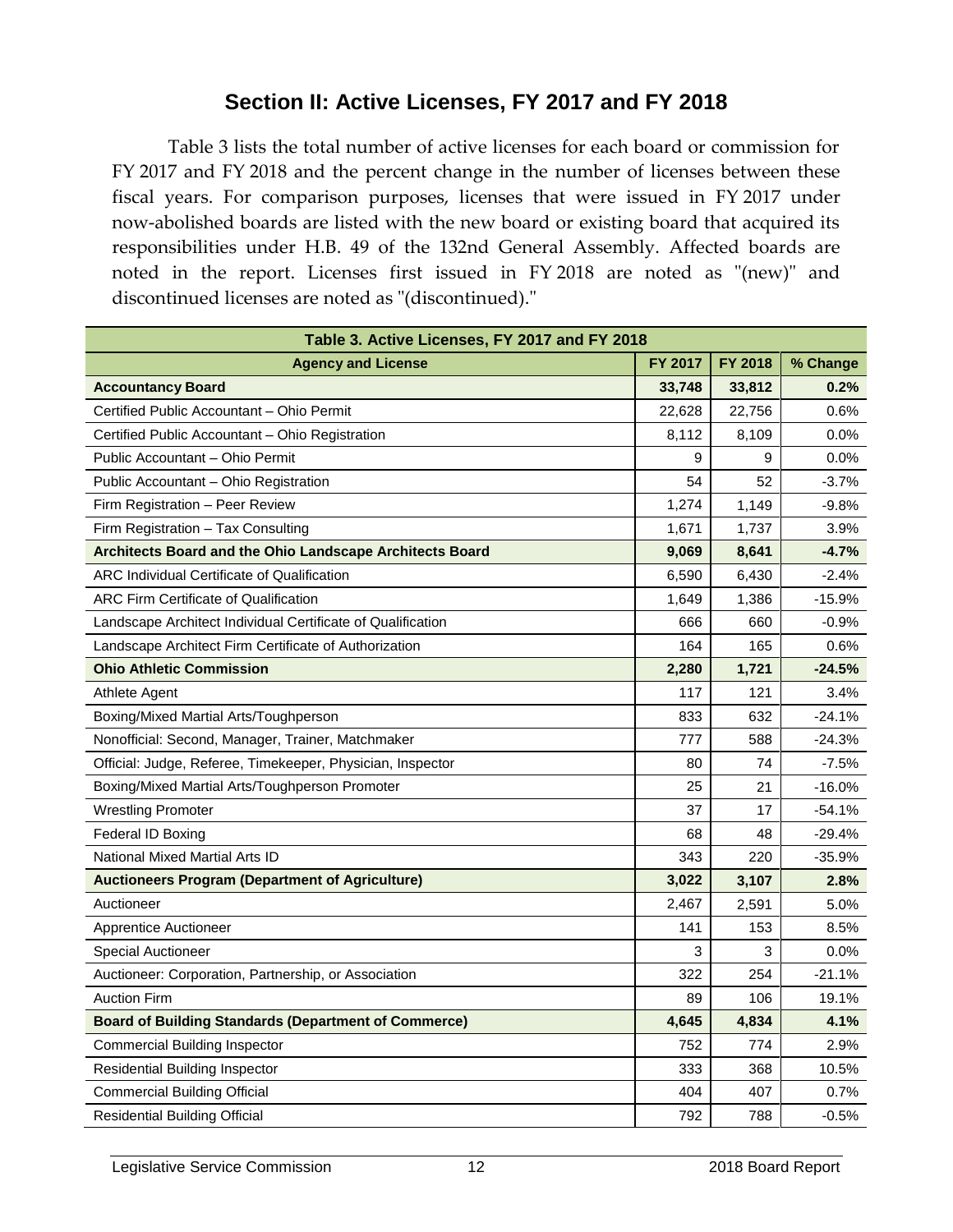## Section II: Active Licenses, FY 2017 and FY 2018

Table 3 lists the total number of active licenses for each board or commission for FY 2017 and FY 2018 and the percent change in the number of licenses between these fiscal years. For comparison purposes, licenses that were issued in FY 2017 under now-abolished boards are listed with the new board or existing board that acquired its responsibilities under H.B. 49 of the 132nd General Assembly. Affected boards are noted in the report. Licenses first issued in FY 2018 are noted as "(new)" and discontinued licenses are noted as "(discontinued)."

| Table 3. Active Licenses, FY 2017 and FY 2018 | | | |
|---|---|---|---|
| **Agency and License** | **FY 2017** | **FY 2018** | **% Change** |
| **Accountancy Board** | **33,748** | **33,812** | **0.2%** |
| Certified Public Accountant – Ohio Permit | 22,628 | 22,756 | 0.6% |
| Certified Public Accountant – Ohio Registration | 8,112 | 8,109 | 0.0% |
| Public Accountant – Ohio Permit | 9 | 9 | 0.0% |
| Public Accountant – Ohio Registration | 54 | 52 | -3.7% |
| Firm Registration – Peer Review | 1,274 | 1,149 | -9.8% |
| Firm Registration – Tax Consulting | 1,671 | 1,737 | 3.9% |
| **Architects Board and the Ohio Landscape Architects Board** | **9,069** | **8,641** | **-4.7%** |
| ARC Individual Certificate of Qualification | 6,590 | 6,430 | -2.4% |
| ARC Firm Certificate of Qualification | 1,649 | 1,386 | -15.9% |
| Landscape Architect Individual Certificate of Qualification | 666 | 660 | -0.9% |
| Landscape Architect Firm Certificate of Authorization | 164 | 165 | 0.6% |
| **Ohio Athletic Commission** | **2,280** | **1,721** | **-24.5%** |
| Athlete Agent | 117 | 121 | 3.4% |
| Boxing/Mixed Martial Arts/Toughperson | 833 | 632 | -24.1% |
| Nonofficial: Second, Manager, Trainer, Matchmaker | 777 | 588 | -24.3% |
| Official: Judge, Referee, Timekeeper, Physician, Inspector | 80 | 74 | -7.5% |
| Boxing/Mixed Martial Arts/Toughperson Promoter | 25 | 21 | -16.0% |
| Wrestling Promoter | 37 | 17 | -54.1% |
| Federal ID Boxing | 68 | 48 | -29.4% |
| National Mixed Martial Arts ID | 343 | 220 | -35.9% |
| **Auctioneers Program (Department of Agriculture)** | **3,022** | **3,107** | **2.8%** |
| Auctioneer | 2,467 | 2,591 | 5.0% |
| Apprentice Auctioneer | 141 | 153 | 8.5% |
| Special Auctioneer | 3 | 3 | 0.0% |
| Auctioneer: Corporation, Partnership, or Association | 322 | 254 | -21.1% |
| Auction Firm | 89 | 106 | 19.1% |
| **Board of Building Standards (Department of Commerce)** | **4,645** | **4,834** | **4.1%** |
| Commercial Building Inspector | 752 | 774 | 2.9% |
| Residential Building Inspector | 333 | 368 | 10.5% |
| Commercial Building Official | 404 | 407 | 0.7% |
| Residential Building Official | 792 | 788 | -0.5% |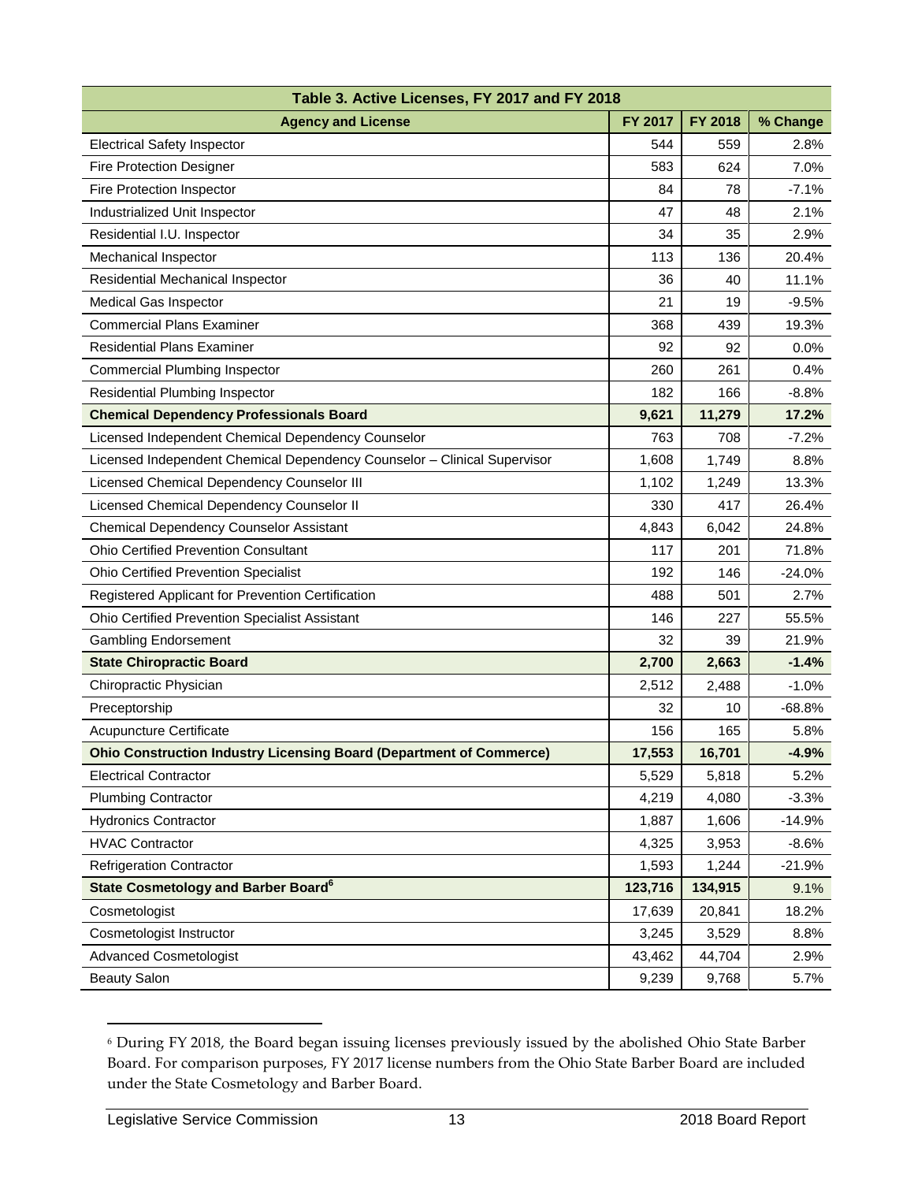| Table 3. Active Licenses, FY 2017 and FY 2018 | | | |
|---|---|---|---|
| **Agency and License** | **FY 2017** | **FY 2018** | **% Change** |
| Electrical Safety Inspector | 544 | 559 | 2.8% |
| Fire Protection Designer | 583 | 624 | 7.0% |
| Fire Protection Inspector | 84 | 78 | -7.1% |
| Industrialized Unit Inspector | 47 | 48 | 2.1% |
| Residential I.U. Inspector | 34 | 35 | 2.9% |
| Mechanical Inspector | 113 | 136 | 20.4% |
| Residential Mechanical Inspector | 36 | 40 | 11.1% |
| Medical Gas Inspector | 21 | 19 | -9.5% |
| Commercial Plans Examiner | 368 | 439 | 19.3% |
| Residential Plans Examiner | 92 | 92 | 0.0% |
| Commercial Plumbing Inspector | 260 | 261 | 0.4% |
| Residential Plumbing Inspector | 182 | 166 | -8.8% |
| **Chemical Dependency Professionals Board** | **9,621** | **11,279** | **17.2%** |
| Licensed Independent Chemical Dependency Counselor | 763 | 708 | -7.2% |
| Licensed Independent Chemical Dependency Counselor – Clinical Supervisor | 1,608 | 1,749 | 8.8% |
| Licensed Chemical Dependency Counselor III | 1,102 | 1,249 | 13.3% |
| Licensed Chemical Dependency Counselor II | 330 | 417 | 26.4% |
| Chemical Dependency Counselor Assistant | 4,843 | 6,042 | 24.8% |
| Ohio Certified Prevention Consultant | 117 | 201 | 71.8% |
| Ohio Certified Prevention Specialist | 192 | 146 | -24.0% |
| Registered Applicant for Prevention Certification | 488 | 501 | 2.7% |
| Ohio Certified Prevention Specialist Assistant | 146 | 227 | 55.5% |
| Gambling Endorsement | 32 | 39 | 21.9% |
| **State Chiropractic Board** | **2,700** | **2,663** | **-1.4%** |
| Chiropractic Physician | 2,512 | 2,488 | -1.0% |
| Preceptorship | 32 | 10 | -68.8% |
| Acupuncture Certificate | 156 | 165 | 5.8% |
| **Ohio Construction Industry Licensing Board (Department of Commerce)** | **17,553** | **16,701** | **-4.9%** |
| Electrical Contractor | 5,529 | 5,818 | 5.2% |
| Plumbing Contractor | 4,219 | 4,080 | -3.3% |
| Hydronics Contractor | 1,887 | 1,606 | -14.9% |
| HVAC Contractor | 4,325 | 3,953 | -8.6% |
| Refrigeration Contractor | 1,593 | 1,244 | -21.9% |
| **State Cosmetology and Barber Board**[6] | **123,716** | **134,915** | 9.1% |
| Cosmetologist | 17,639 | 20,841 | 18.2% |
| Cosmetologist Instructor | 3,245 | 3,529 | 8.8% |
| Advanced Cosmetologist | 43,462 | 44,704 | 2.9% |
| Beauty Salon | 9,239 | 9,768 | 5.7% |

[6] During FY 2018, the Board began issuing licenses previously issued by the abolished Ohio State Barber Board. For comparison purposes, FY 2017 license numbers from the Ohio State Barber Board are included under the State Cosmetology and Barber Board.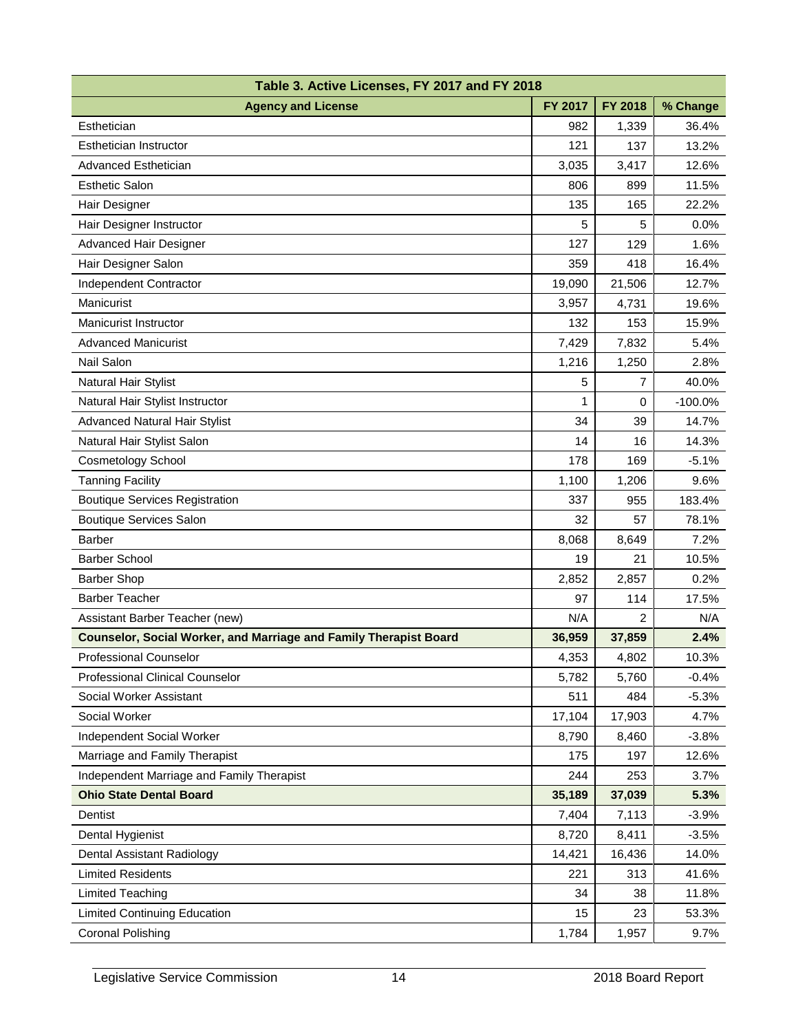| Table 3. Active Licenses, FY 2017 and FY 2018 | | | |
|---|---|---|---|
| **Agency and License** | **FY 2017** | **FY 2018** | **% Change** |
| Esthetician | 982 | 1,339 | 36.4% |
| Esthetician Instructor | 121 | 137 | 13.2% |
| Advanced Esthetician | 3,035 | 3,417 | 12.6% |
| Esthetic Salon | 806 | 899 | 11.5% |
| Hair Designer | 135 | 165 | 22.2% |
| Hair Designer Instructor | 5 | 5 | 0.0% |
| Advanced Hair Designer | 127 | 129 | 1.6% |
| Hair Designer Salon | 359 | 418 | 16.4% |
| Independent Contractor | 19,090 | 21,506 | 12.7% |
| Manicurist | 3,957 | 4,731 | 19.6% |
| Manicurist Instructor | 132 | 153 | 15.9% |
| Advanced Manicurist | 7,429 | 7,832 | 5.4% |
| Nail Salon | 1,216 | 1,250 | 2.8% |
| Natural Hair Stylist | 5 | 7 | 40.0% |
| Natural Hair Stylist Instructor | 1 | 0 | -100.0% |
| Advanced Natural Hair Stylist | 34 | 39 | 14.7% |
| Natural Hair Stylist Salon | 14 | 16 | 14.3% |
| Cosmetology School | 178 | 169 | -5.1% |
| Tanning Facility | 1,100 | 1,206 | 9.6% |
| Boutique Services Registration | 337 | 955 | 183.4% |
| Boutique Services Salon | 32 | 57 | 78.1% |
| Barber | 8,068 | 8,649 | 7.2% |
| Barber School | 19 | 21 | 10.5% |
| Barber Shop | 2,852 | 2,857 | 0.2% |
| Barber Teacher | 97 | 114 | 17.5% |
| Assistant Barber Teacher (new) | N/A | 2 | N/A |
| **Counselor, Social Worker, and Marriage and Family Therapist Board** | **36,959** | **37,859** | **2.4%** |
| Professional Counselor | 4,353 | 4,802 | 10.3% |
| Professional Clinical Counselor | 5,782 | 5,760 | -0.4% |
| Social Worker Assistant | 511 | 484 | -5.3% |
| Social Worker | 17,104 | 17,903 | 4.7% |
| Independent Social Worker | 8,790 | 8,460 | -3.8% |
| Marriage and Family Therapist | 175 | 197 | 12.6% |
| Independent Marriage and Family Therapist | 244 | 253 | 3.7% |
| **Ohio State Dental Board** | **35,189** | **37,039** | **5.3%** |
| Dentist | 7,404 | 7,113 | -3.9% |
| Dental Hygienist | 8,720 | 8,411 | -3.5% |
| Dental Assistant Radiology | 14,421 | 16,436 | 14.0% |
| Limited Residents | 221 | 313 | 41.6% |
| Limited Teaching | 34 | 38 | 11.8% |
| Limited Continuing Education | 15 | 23 | 53.3% |
| Coronal Polishing | 1,784 | 1,957 | 9.7% |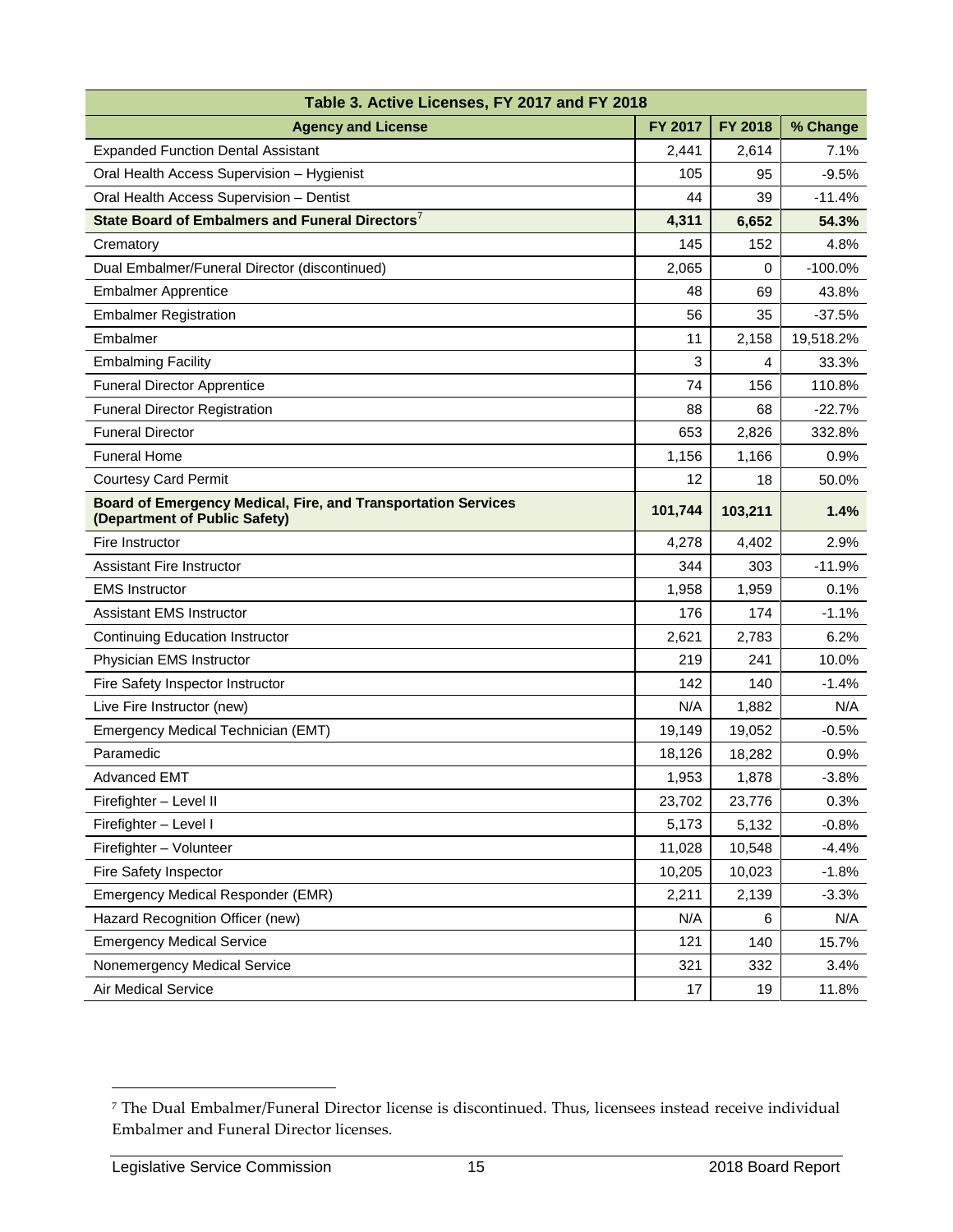| Table 3. Active Licenses, FY 2017 and FY 2018 | | | |
|---|---|---|---|
| **Agency and License** | **FY 2017** | **FY 2018** | **% Change** |
| Expanded Function Dental Assistant | 2,441 | 2,614 | 7.1% |
| Oral Health Access Supervision – Hygienist | 105 | 95 | -9.5% |
| Oral Health Access Supervision – Dentist | 44 | 39 | -11.4% |
| **State Board of Embalmers and Funeral Directors[7]** | **4,311** | **6,652** | **54.3%** |
| Crematory | 145 | 152 | 4.8% |
| Dual Embalmer/Funeral Director (discontinued) | 2,065 | 0 | -100.0% |
| Embalmer Apprentice | 48 | 69 | 43.8% |
| Embalmer Registration | 56 | 35 | -37.5% |
| Embalmer | 11 | 2,158 | 19,518.2% |
| Embalming Facility | 3 | 4 | 33.3% |
| Funeral Director Apprentice | 74 | 156 | 110.8% |
| Funeral Director Registration | 88 | 68 | -22.7% |
| Funeral Director | 653 | 2,826 | 332.8% |
| Funeral Home | 1,156 | 1,166 | 0.9% |
| Courtesy Card Permit | 12 | 18 | 50.0% |
| **Board of Emergency Medical, Fire, and Transportation Services (Department of Public Safety)** | **101,744** | **103,211** | **1.4%** |
| Fire Instructor | 4,278 | 4,402 | 2.9% |
| Assistant Fire Instructor | 344 | 303 | -11.9% |
| EMS Instructor | 1,958 | 1,959 | 0.1% |
| Assistant EMS Instructor | 176 | 174 | -1.1% |
| Continuing Education Instructor | 2,621 | 2,783 | 6.2% |
| Physician EMS Instructor | 219 | 241 | 10.0% |
| Fire Safety Inspector Instructor | 142 | 140 | -1.4% |
| Live Fire Instructor (new) | N/A | 1,882 | N/A |
| Emergency Medical Technician (EMT) | 19,149 | 19,052 | -0.5% |
| Paramedic | 18,126 | 18,282 | 0.9% |
| Advanced EMT | 1,953 | 1,878 | -3.8% |
| Firefighter – Level II | 23,702 | 23,776 | 0.3% |
| Firefighter – Level I | 5,173 | 5,132 | -0.8% |
| Firefighter – Volunteer | 11,028 | 10,548 | -4.4% |
| Fire Safety Inspector | 10,205 | 10,023 | -1.8% |
| Emergency Medical Responder (EMR) | 2,211 | 2,139 | -3.3% |
| Hazard Recognition Officer (new) | N/A | 6 | N/A |
| Emergency Medical Service | 121 | 140 | 15.7% |
| Nonemergency Medical Service | 321 | 332 | 3.4% |
| Air Medical Service | 17 | 19 | 11.8% |

[7] The Dual Embalmer/Funeral Director license is discontinued. Thus, licensees instead receive individual Embalmer and Funeral Director licenses.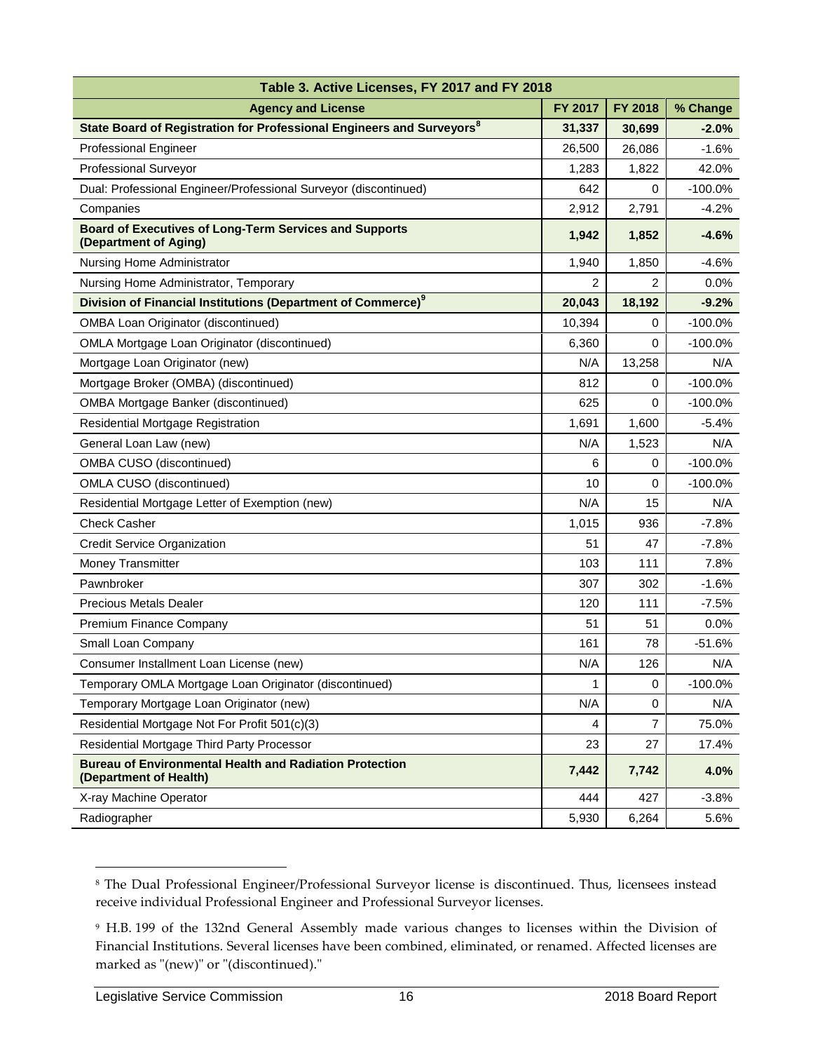| Table 3. Active Licenses, FY 2017 and FY 2018 | | | |
|---|---|---|---|
| **Agency and License** | **FY 2017** | **FY 2018** | **% Change** |
| **State Board of Registration for Professional Engineers and Surveyors[8]** | **31,337** | **30,699** | **-2.0%** |
| Professional Engineer | 26,500 | 26,086 | -1.6% |
| Professional Surveyor | 1,283 | 1,822 | 42.0% |
| Dual: Professional Engineer/Professional Surveyor (discontinued) | 642 | 0 | -100.0% |
| Companies | 2,912 | 2,791 | -4.2% |
| **Board of Executives of Long-Term Services and Supports (Department of Aging)** | **1,942** | **1,852** | **-4.6%** |
| Nursing Home Administrator | 1,940 | 1,850 | -4.6% |
| Nursing Home Administrator, Temporary | 2 | 2 | 0.0% |
| **Division of Financial Institutions (Department of Commerce)[9]** | **20,043** | **18,192** | **-9.2%** |
| OMBA Loan Originator (discontinued) | 10,394 | 0 | -100.0% |
| OMLA Mortgage Loan Originator (discontinued) | 6,360 | 0 | -100.0% |
| Mortgage Loan Originator (new) | N/A | 13,258 | N/A |
| Mortgage Broker (OMBA) (discontinued) | 812 | 0 | -100.0% |
| OMBA Mortgage Banker (discontinued) | 625 | 0 | -100.0% |
| Residential Mortgage Registration | 1,691 | 1,600 | -5.4% |
| General Loan Law (new) | N/A | 1,523 | N/A |
| OMBA CUSO (discontinued) | 6 | 0 | -100.0% |
| OMLA CUSO (discontinued) | 10 | 0 | -100.0% |
| Residential Mortgage Letter of Exemption (new) | N/A | 15 | N/A |
| Check Casher | 1,015 | 936 | -7.8% |
| Credit Service Organization | 51 | 47 | -7.8% |
| Money Transmitter | 103 | 111 | 7.8% |
| Pawnbroker | 307 | 302 | -1.6% |
| Precious Metals Dealer | 120 | 111 | -7.5% |
| Premium Finance Company | 51 | 51 | 0.0% |
| Small Loan Company | 161 | 78 | -51.6% |
| Consumer Installment Loan License (new) | N/A | 126 | N/A |
| Temporary OMLA Mortgage Loan Originator (discontinued) | 1 | 0 | -100.0% |
| Temporary Mortgage Loan Originator (new) | N/A | 0 | N/A |
| Residential Mortgage Not For Profit 501(c)(3) | 4 | 7 | 75.0% |
| Residential Mortgage Third Party Processor | 23 | 27 | 17.4% |
| **Bureau of Environmental Health and Radiation Protection (Department of Health)** | **7,442** | **7,742** | **4.0%** |
| X-ray Machine Operator | 444 | 427 | -3.8% |
| Radiographer | 5,930 | 6,264 | 5.6% |

[8] The Dual Professional Engineer/Professional Surveyor license is discontinued. Thus, licensees instead receive individual Professional Engineer and Professional Surveyor licenses.

[9] H.B. 199 of the 132nd General Assembly made various changes to licenses within the Division of Financial Institutions. Several licenses have been combined, eliminated, or renamed. Affected licenses are marked as "(new)" or "(discontinued)."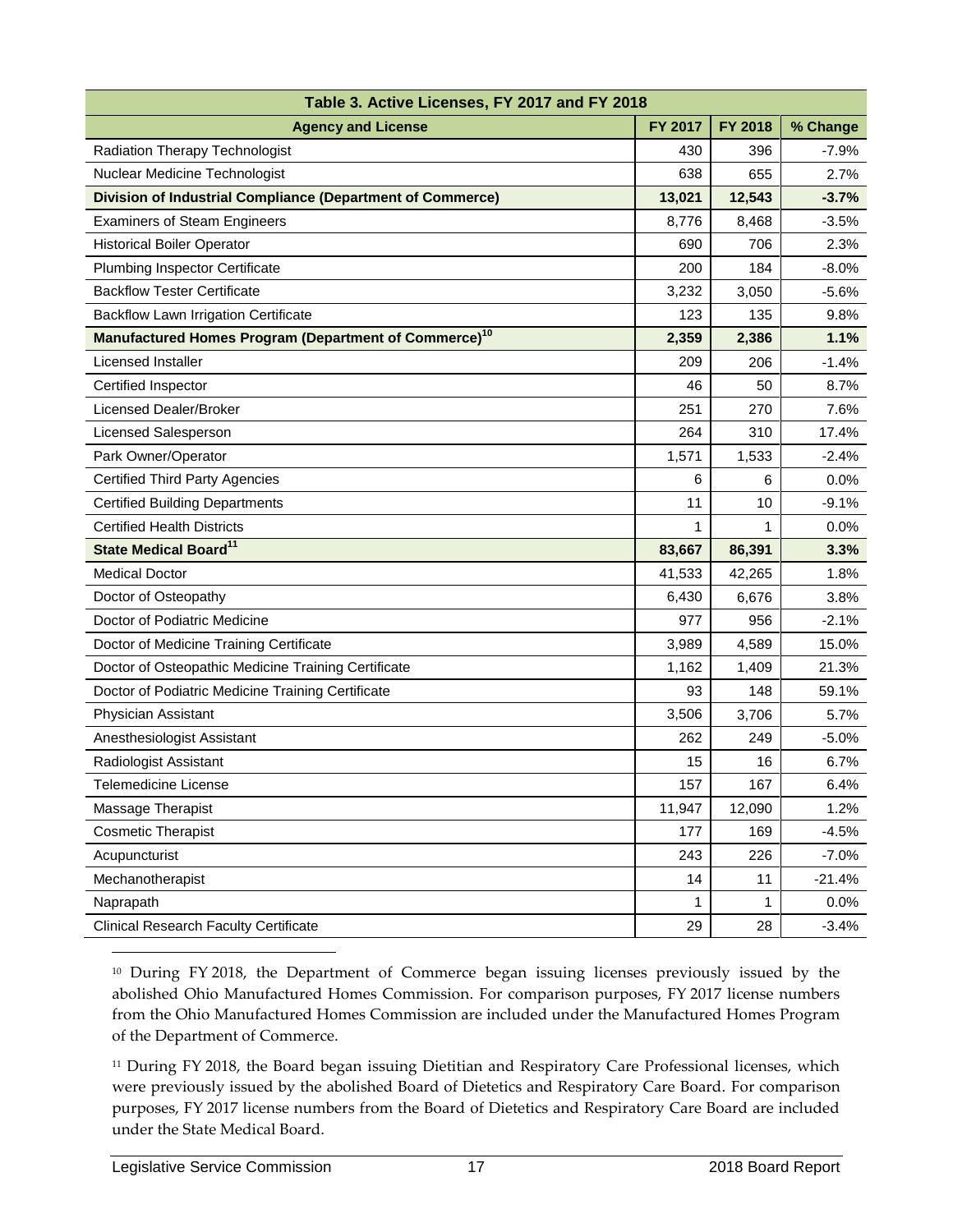| Table 3. Active Licenses, FY 2017 and FY 2018 | | | |
|---|---|---|---|
| **Agency and License** | **FY 2017** | **FY 2018** | **% Change** |
| Radiation Therapy Technologist | 430 | 396 | -7.9% |
| Nuclear Medicine Technologist | 638 | 655 | 2.7% |
| **Division of Industrial Compliance (Department of Commerce)** | **13,021** | **12,543** | **-3.7%** |
| Examiners of Steam Engineers | 8,776 | 8,468 | -3.5% |
| Historical Boiler Operator | 690 | 706 | 2.3% |
| Plumbing Inspector Certificate | 200 | 184 | -8.0% |
| Backflow Tester Certificate | 3,232 | 3,050 | -5.6% |
| Backflow Lawn Irrigation Certificate | 123 | 135 | 9.8% |
| **Manufactured Homes Program (Department of Commerce)[10]** | **2,359** | **2,386** | **1.1%** |
| Licensed Installer | 209 | 206 | -1.4% |
| Certified Inspector | 46 | 50 | 8.7% |
| Licensed Dealer/Broker | 251 | 270 | 7.6% |
| Licensed Salesperson | 264 | 310 | 17.4% |
| Park Owner/Operator | 1,571 | 1,533 | -2.4% |
| Certified Third Party Agencies | 6 | 6 | 0.0% |
| Certified Building Departments | 11 | 10 | -9.1% |
| Certified Health Districts | 1 | 1 | 0.0% |
| **State Medical Board[11]** | **83,667** | **86,391** | **3.3%** |
| Medical Doctor | 41,533 | 42,265 | 1.8% |
| Doctor of Osteopathy | 6,430 | 6,676 | 3.8% |
| Doctor of Podiatric Medicine | 977 | 956 | -2.1% |
| Doctor of Medicine Training Certificate | 3,989 | 4,589 | 15.0% |
| Doctor of Osteopathic Medicine Training Certificate | 1,162 | 1,409 | 21.3% |
| Doctor of Podiatric Medicine Training Certificate | 93 | 148 | 59.1% |
| Physician Assistant | 3,506 | 3,706 | 5.7% |
| Anesthesiologist Assistant | 262 | 249 | -5.0% |
| Radiologist Assistant | 15 | 16 | 6.7% |
| Telemedicine License | 157 | 167 | 6.4% |
| Massage Therapist | 11,947 | 12,090 | 1.2% |
| Cosmetic Therapist | 177 | 169 | -4.5% |
| Acupuncturist | 243 | 226 | -7.0% |
| Mechanotherapist | 14 | 11 | -21.4% |
| Naprapath | 1 | 1 | 0.0% |
| Clinical Research Faculty Certificate | 29 | 28 | -3.4% |

[10] During FY 2018, the Department of Commerce began issuing licenses previously issued by the abolished Ohio Manufactured Homes Commission. For comparison purposes, FY 2017 license numbers from the Ohio Manufactured Homes Commission are included under the Manufactured Homes Program of the Department of Commerce.

[11] During FY 2018, the Board began issuing Dietitian and Respiratory Care Professional licenses, which were previously issued by the abolished Board of Dietetics and Respiratory Care Board. For comparison purposes, FY 2017 license numbers from the Board of Dietetics and Respiratory Care Board are included under the State Medical Board.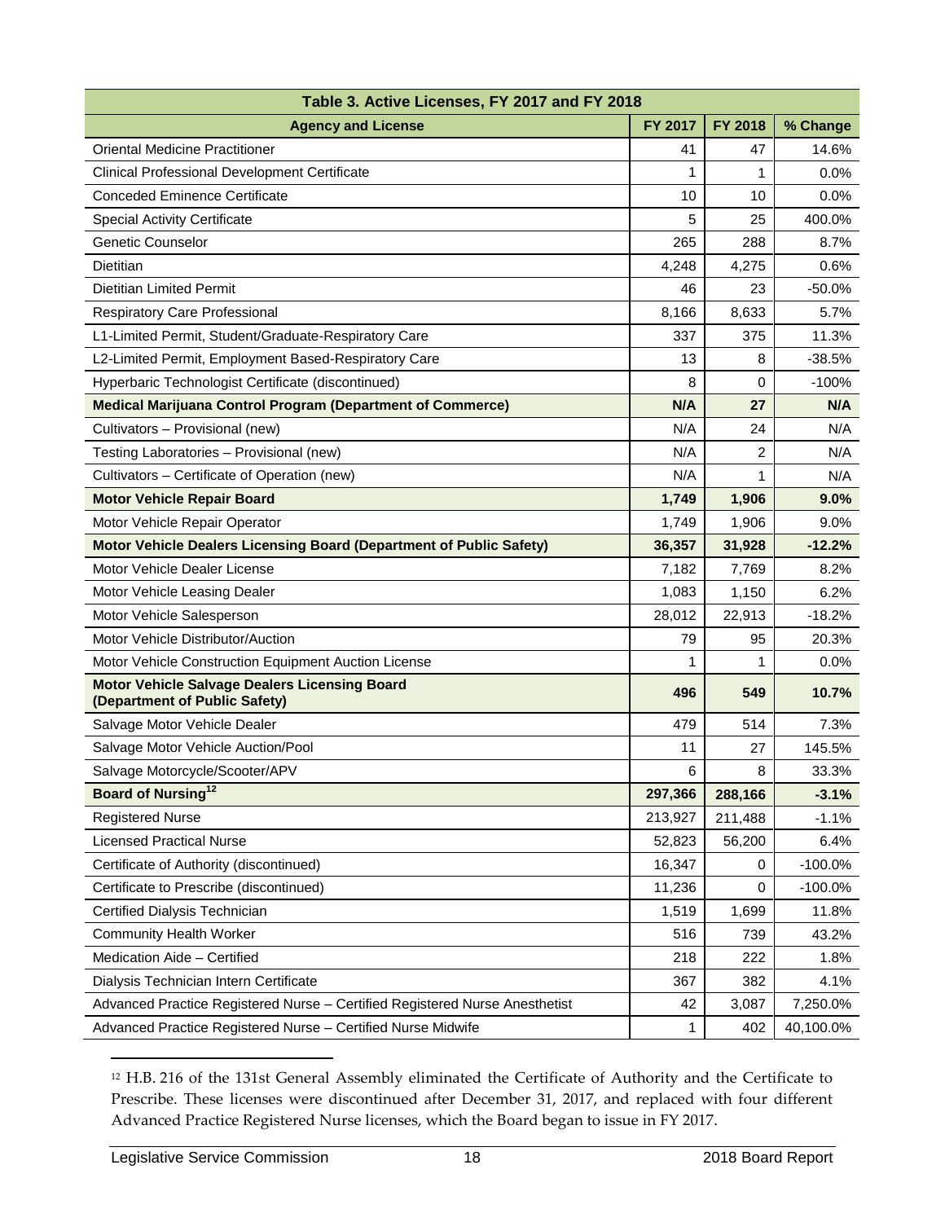| Table 3. Active Licenses, FY 2017 and FY 2018 | | | |
|---|---|---|---|
| **Agency and License** | **FY 2017** | **FY 2018** | **% Change** |
| Oriental Medicine Practitioner | 41 | 47 | 14.6% |
| Clinical Professional Development Certificate | 1 | 1 | 0.0% |
| Conceded Eminence Certificate | 10 | 10 | 0.0% |
| Special Activity Certificate | 5 | 25 | 400.0% |
| Genetic Counselor | 265 | 288 | 8.7% |
| Dietitian | 4,248 | 4,275 | 0.6% |
| Dietitian Limited Permit | 46 | 23 | -50.0% |
| Respiratory Care Professional | 8,166 | 8,633 | 5.7% |
| L1-Limited Permit, Student/Graduate-Respiratory Care | 337 | 375 | 11.3% |
| L2-Limited Permit, Employment Based-Respiratory Care | 13 | 8 | -38.5% |
| Hyperbaric Technologist Certificate (discontinued) | 8 | 0 | -100% |
| **Medical Marijuana Control Program (Department of Commerce)** | **N/A** | **27** | **N/A** |
| Cultivators – Provisional (new) | N/A | 24 | N/A |
| Testing Laboratories – Provisional (new) | N/A | 2 | N/A |
| Cultivators – Certificate of Operation (new) | N/A | 1 | N/A |
| **Motor Vehicle Repair Board** | **1,749** | **1,906** | **9.0%** |
| Motor Vehicle Repair Operator | 1,749 | 1,906 | 9.0% |
| **Motor Vehicle Dealers Licensing Board (Department of Public Safety)** | **36,357** | **31,928** | **-12.2%** |
| Motor Vehicle Dealer License | 7,182 | 7,769 | 8.2% |
| Motor Vehicle Leasing Dealer | 1,083 | 1,150 | 6.2% |
| Motor Vehicle Salesperson | 28,012 | 22,913 | -18.2% |
| Motor Vehicle Distributor/Auction | 79 | 95 | 20.3% |
| Motor Vehicle Construction Equipment Auction License | 1 | 1 | 0.0% |
| **Motor Vehicle Salvage Dealers Licensing Board (Department of Public Safety)** | **496** | **549** | **10.7%** |
| Salvage Motor Vehicle Dealer | 479 | 514 | 7.3% |
| Salvage Motor Vehicle Auction/Pool | 11 | 27 | 145.5% |
| Salvage Motorcycle/Scooter/APV | 6 | 8 | 33.3% |
| **Board of Nursing[12]** | **297,366** | **288,166** | **-3.1%** |
| Registered Nurse | 213,927 | 211,488 | -1.1% |
| Licensed Practical Nurse | 52,823 | 56,200 | 6.4% |
| Certificate of Authority (discontinued) | 16,347 | 0 | -100.0% |
| Certificate to Prescribe (discontinued) | 11,236 | 0 | -100.0% |
| Certified Dialysis Technician | 1,519 | 1,699 | 11.8% |
| Community Health Worker | 516 | 739 | 43.2% |
| Medication Aide – Certified | 218 | 222 | 1.8% |
| Dialysis Technician Intern Certificate | 367 | 382 | 4.1% |
| Advanced Practice Registered Nurse – Certified Registered Nurse Anesthetist | 42 | 3,087 | 7,250.0% |
| Advanced Practice Registered Nurse – Certified Nurse Midwife | 1 | 402 | 40,100.0% |

[12] H.B. 216 of the 131st General Assembly eliminated the Certificate of Authority and the Certificate to Prescribe. These licenses were discontinued after December 31, 2017, and replaced with four different Advanced Practice Registered Nurse licenses, which the Board began to issue in FY 2017.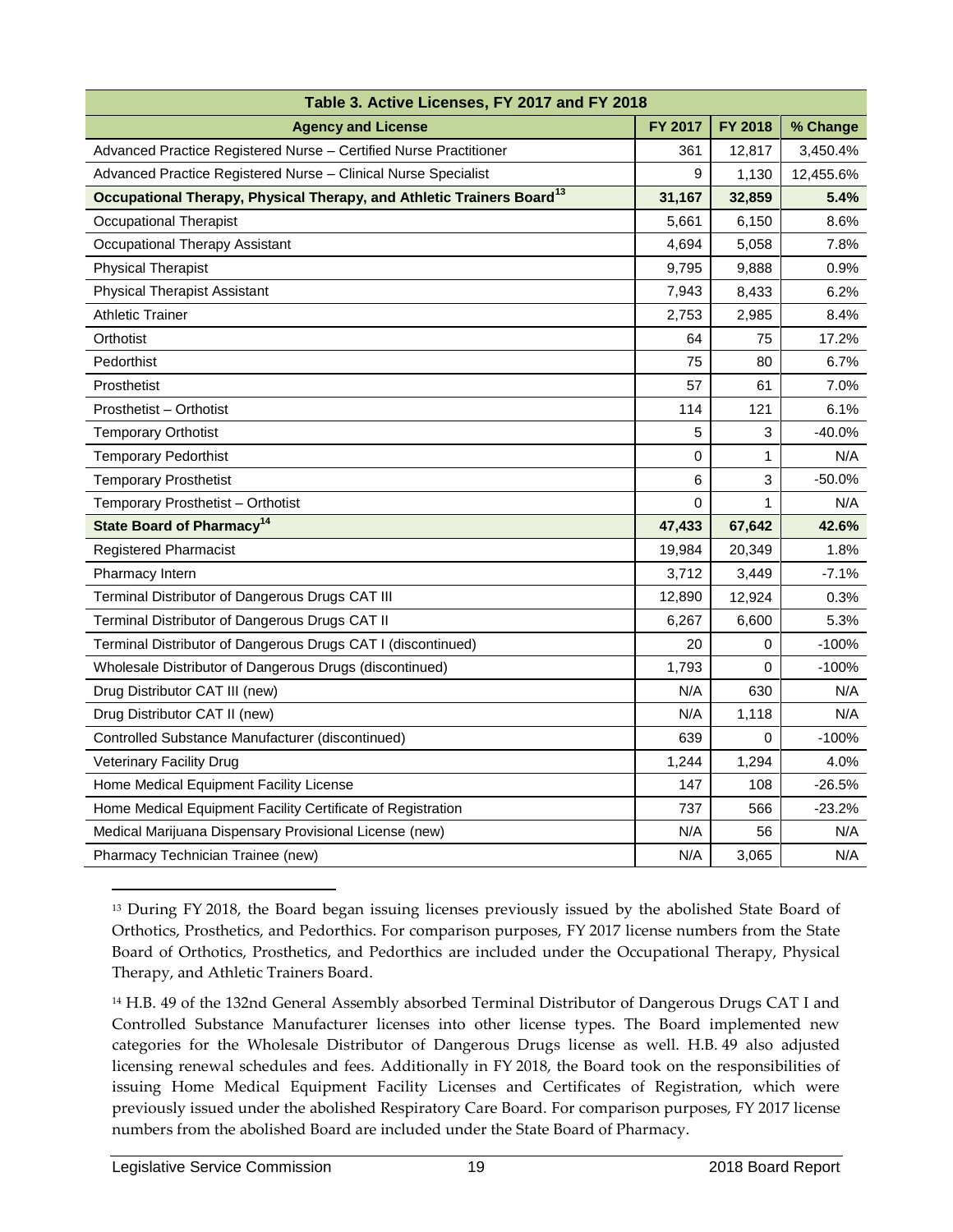| Table 3. Active Licenses, FY 2017 and FY 2018 | | | |
|---|---|---|---|
| **Agency and License** | **FY 2017** | **FY 2018** | **% Change** |
| Advanced Practice Registered Nurse – Certified Nurse Practitioner | 361 | 12,817 | 3,450.4% |
| Advanced Practice Registered Nurse – Clinical Nurse Specialist | 9 | 1,130 | 12,455.6% |
| **Occupational Therapy, Physical Therapy, and Athletic Trainers Board[13]** | **31,167** | **32,859** | **5.4%** |
| Occupational Therapist | 5,661 | 6,150 | 8.6% |
| Occupational Therapy Assistant | 4,694 | 5,058 | 7.8% |
| Physical Therapist | 9,795 | 9,888 | 0.9% |
| Physical Therapist Assistant | 7,943 | 8,433 | 6.2% |
| Athletic Trainer | 2,753 | 2,985 | 8.4% |
| Orthotist | 64 | 75 | 17.2% |
| Pedorthist | 75 | 80 | 6.7% |
| Prosthetist | 57 | 61 | 7.0% |
| Prosthetist – Orthotist | 114 | 121 | 6.1% |
| Temporary Orthotist | 5 | 3 | -40.0% |
| Temporary Pedorthist | 0 | 1 | N/A |
| Temporary Prosthetist | 6 | 3 | -50.0% |
| Temporary Prosthetist – Orthotist | 0 | 1 | N/A |
| **State Board of Pharmacy[14]** | **47,433** | **67,642** | **42.6%** |
| Registered Pharmacist | 19,984 | 20,349 | 1.8% |
| Pharmacy Intern | 3,712 | 3,449 | -7.1% |
| Terminal Distributor of Dangerous Drugs CAT III | 12,890 | 12,924 | 0.3% |
| Terminal Distributor of Dangerous Drugs CAT II | 6,267 | 6,600 | 5.3% |
| Terminal Distributor of Dangerous Drugs CAT I (discontinued) | 20 | 0 | -100% |
| Wholesale Distributor of Dangerous Drugs (discontinued) | 1,793 | 0 | -100% |
| Drug Distributor CAT III (new) | N/A | 630 | N/A |
| Drug Distributor CAT II (new) | N/A | 1,118 | N/A |
| Controlled Substance Manufacturer (discontinued) | 639 | 0 | -100% |
| Veterinary Facility Drug | 1,244 | 1,294 | 4.0% |
| Home Medical Equipment Facility License | 147 | 108 | -26.5% |
| Home Medical Equipment Facility Certificate of Registration | 737 | 566 | -23.2% |
| Medical Marijuana Dispensary Provisional License (new) | N/A | 56 | N/A |
| Pharmacy Technician Trainee (new) | N/A | 3,065 | N/A |

[13] During FY 2018, the Board began issuing licenses previously issued by the abolished State Board of Orthotics, Prosthetics, and Pedorthics. For comparison purposes, FY 2017 license numbers from the State Board of Orthotics, Prosthetics, and Pedorthics are included under the Occupational Therapy, Physical Therapy, and Athletic Trainers Board.

[14] H.B. 49 of the 132nd General Assembly absorbed Terminal Distributor of Dangerous Drugs CAT I and Controlled Substance Manufacturer licenses into other license types. The Board implemented new categories for the Wholesale Distributor of Dangerous Drugs license as well. H.B. 49 also adjusted licensing renewal schedules and fees. Additionally in FY 2018, the Board took on the responsibilities of issuing Home Medical Equipment Facility Licenses and Certificates of Registration, which were previously issued under the abolished Respiratory Care Board. For comparison purposes, FY 2017 license numbers from the abolished Board are included under the State Board of Pharmacy.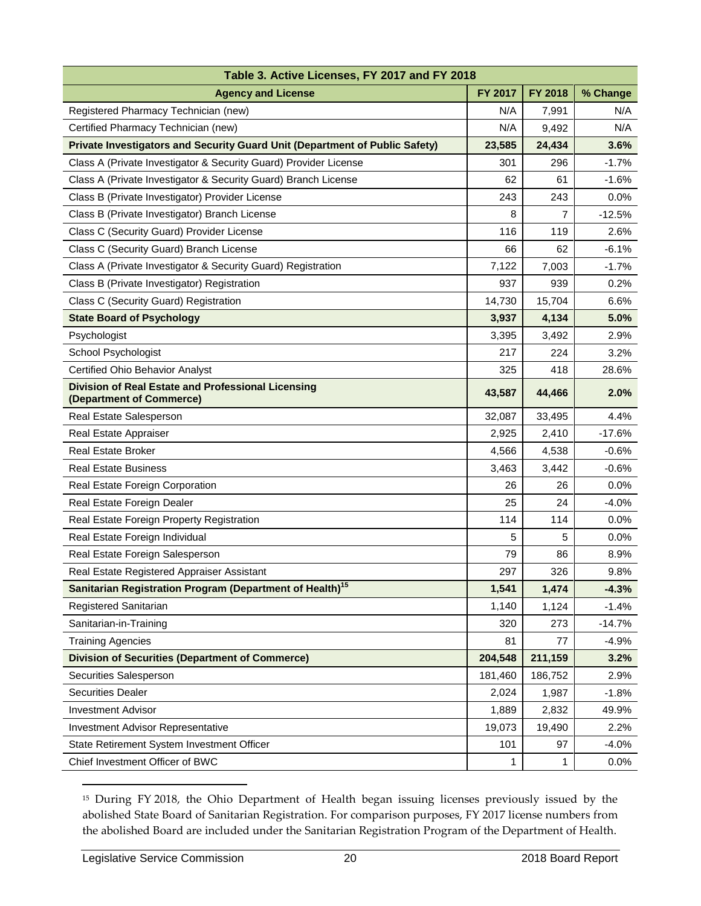| Table 3. Active Licenses, FY 2017 and FY 2018 | | | |
|---|---|---|---|
| **Agency and License** | **FY 2017** | **FY 2018** | **% Change** |
| Registered Pharmacy Technician (new) | N/A | 7,991 | N/A |
| Certified Pharmacy Technician (new) | N/A | 9,492 | N/A |
| **Private Investigators and Security Guard Unit (Department of Public Safety)** | **23,585** | **24,434** | **3.6%** |
| Class A (Private Investigator & Security Guard) Provider License | 301 | 296 | -1.7% |
| Class A (Private Investigator & Security Guard) Branch License | 62 | 61 | -1.6% |
| Class B (Private Investigator) Provider License | 243 | 243 | 0.0% |
| Class B (Private Investigator) Branch License | 8 | 7 | -12.5% |
| Class C (Security Guard) Provider License | 116 | 119 | 2.6% |
| Class C (Security Guard) Branch License | 66 | 62 | -6.1% |
| Class A (Private Investigator & Security Guard) Registration | 7,122 | 7,003 | -1.7% |
| Class B (Private Investigator) Registration | 937 | 939 | 0.2% |
| Class C (Security Guard) Registration | 14,730 | 15,704 | 6.6% |
| **State Board of Psychology** | **3,937** | **4,134** | **5.0%** |
| Psychologist | 3,395 | 3,492 | 2.9% |
| School Psychologist | 217 | 224 | 3.2% |
| Certified Ohio Behavior Analyst | 325 | 418 | 28.6% |
| **Division of Real Estate and Professional Licensing (Department of Commerce)** | **43,587** | **44,466** | **2.0%** |
| Real Estate Salesperson | 32,087 | 33,495 | 4.4% |
| Real Estate Appraiser | 2,925 | 2,410 | -17.6% |
| Real Estate Broker | 4,566 | 4,538 | -0.6% |
| Real Estate Business | 3,463 | 3,442 | -0.6% |
| Real Estate Foreign Corporation | 26 | 26 | 0.0% |
| Real Estate Foreign Dealer | 25 | 24 | -4.0% |
| Real Estate Foreign Property Registration | 114 | 114 | 0.0% |
| Real Estate Foreign Individual | 5 | 5 | 0.0% |
| Real Estate Foreign Salesperson | 79 | 86 | 8.9% |
| Real Estate Registered Appraiser Assistant | 297 | 326 | 9.8% |
| **Sanitarian Registration Program (Department of Health)[15]** | **1,541** | **1,474** | **-4.3%** |
| Registered Sanitarian | 1,140 | 1,124 | -1.4% |
| Sanitarian-in-Training | 320 | 273 | -14.7% |
| Training Agencies | 81 | 77 | -4.9% |
| **Division of Securities (Department of Commerce)** | **204,548** | **211,159** | **3.2%** |
| Securities Salesperson | 181,460 | 186,752 | 2.9% |
| Securities Dealer | 2,024 | 1,987 | -1.8% |
| Investment Advisor | 1,889 | 2,832 | 49.9% |
| Investment Advisor Representative | 19,073 | 19,490 | 2.2% |
| State Retirement System Investment Officer | 101 | 97 | -4.0% |
| Chief Investment Officer of BWC | 1 | 1 | 0.0% |

[15] During FY 2018, the Ohio Department of Health began issuing licenses previously issued by the abolished State Board of Sanitarian Registration. For comparison purposes, FY 2017 license numbers from the abolished Board are included under the Sanitarian Registration Program of the Department of Health.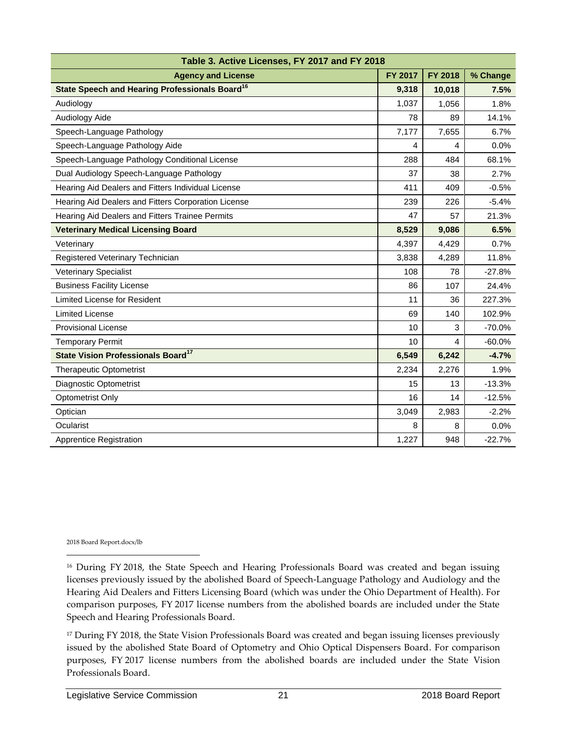| Table 3. Active Licenses, FY 2017 and FY 2018 | | | |
|---|---|---|---|
| **Agency and License** | **FY 2017** | **FY 2018** | **% Change** |
| **State Speech and Hearing Professionals Board**[16] | **9,318** | **10,018** | **7.5%** |
| Audiology | 1,037 | 1,056 | 1.8% |
| Audiology Aide | 78 | 89 | 14.1% |
| Speech-Language Pathology | 7,177 | 7,655 | 6.7% |
| Speech-Language Pathology Aide | 4 | 4 | 0.0% |
| Speech-Language Pathology Conditional License | 288 | 484 | 68.1% |
| Dual Audiology Speech-Language Pathology | 37 | 38 | 2.7% |
| Hearing Aid Dealers and Fitters Individual License | 411 | 409 | -0.5% |
| Hearing Aid Dealers and Fitters Corporation License | 239 | 226 | -5.4% |
| Hearing Aid Dealers and Fitters Trainee Permits | 47 | 57 | 21.3% |
| **Veterinary Medical Licensing Board** | **8,529** | **9,086** | **6.5%** |
| Veterinary | 4,397 | 4,429 | 0.7% |
| Registered Veterinary Technician | 3,838 | 4,289 | 11.8% |
| Veterinary Specialist | 108 | 78 | -27.8% |
| Business Facility License | 86 | 107 | 24.4% |
| Limited License for Resident | 11 | 36 | 227.3% |
| Limited License | 69 | 140 | 102.9% |
| Provisional License | 10 | 3 | -70.0% |
| Temporary Permit | 10 | 4 | -60.0% |
| **State Vision Professionals Board**[17] | **6,549** | **6,242** | **-4.7%** |
| Therapeutic Optometrist | 2,234 | 2,276 | 1.9% |
| Diagnostic Optometrist | 15 | 13 | -13.3% |
| Optometrist Only | 16 | 14 | -12.5% |
| Optician | 3,049 | 2,983 | -2.2% |
| Ocularist | 8 | 8 | 0.0% |
| Apprentice Registration | 1,227 | 948 | -22.7% |

2018 Board Report.docx/lb

[16] During FY 2018, the State Speech and Hearing Professionals Board was created and began issuing licenses previously issued by the abolished Board of Speech-Language Pathology and Audiology and the Hearing Aid Dealers and Fitters Licensing Board (which was under the Ohio Department of Health). For comparison purposes, FY 2017 license numbers from the abolished boards are included under the State Speech and Hearing Professionals Board.

[17] During FY 2018, the State Vision Professionals Board was created and began issuing licenses previously issued by the abolished State Board of Optometry and Ohio Optical Dispensers Board. For comparison purposes, FY 2017 license numbers from the abolished boards are included under the State Vision Professionals Board.